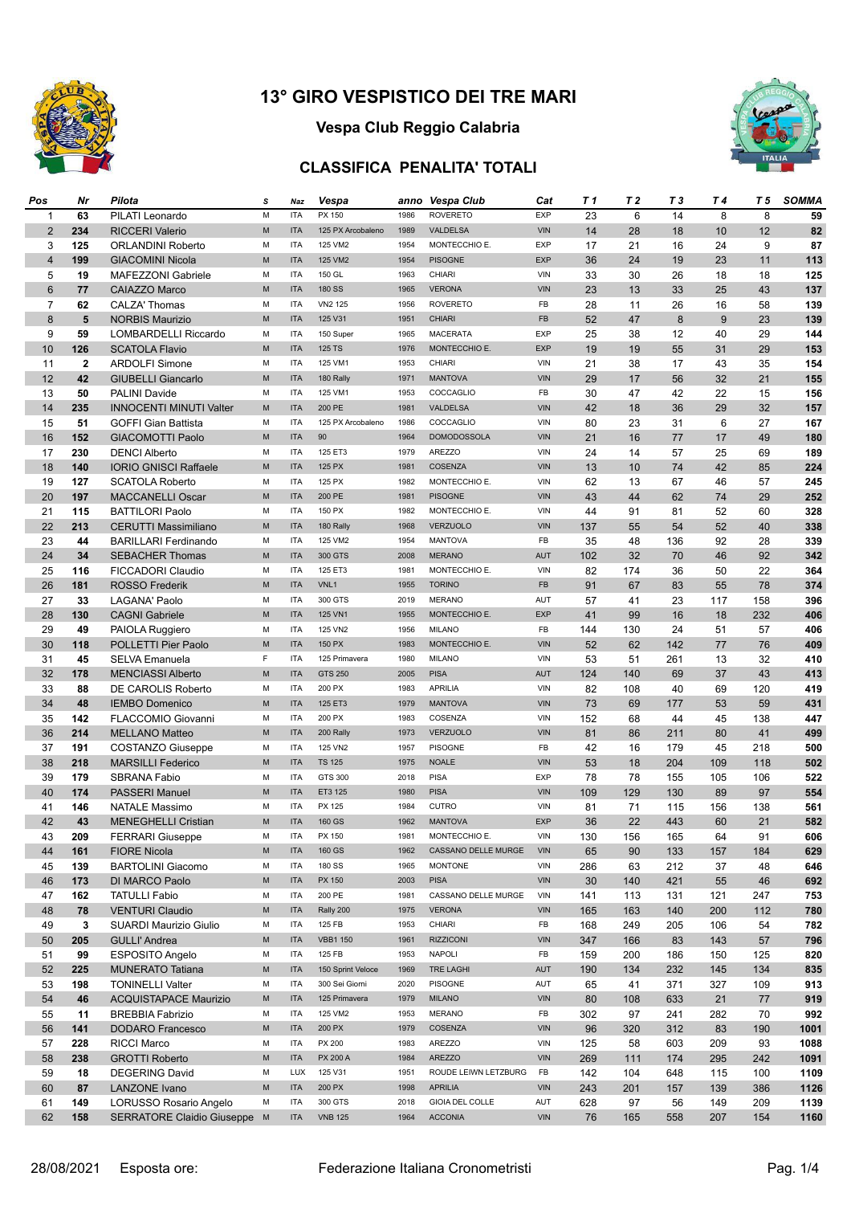# 13° GIRO VESPISTICO DEI TRE MARI

## Vespa Club Reggio Calabria

### CLASSIFICA PENALITA' TOTALI

| Pos | Nr | Pilota | S | Naz | Vespa | anno | Vespa Club | Cat | T 1 | T 2 | T 3 | T 4 | T 5 | SOMMA |
|---|---|---|---|---|---|---|---|---|---|---|---|---|---|---|
| 1 | 63 | PILATI Leonardo | M | ITA | PX 150 | 1986 | ROVERETO | EXP | 23 | 6 | 14 | 8 | 8 | 59 |
| 2 | 234 | RICCERI Valerio | M | ITA | 125 PX Arcobaleno | 1989 | VALDELSA | VIN | 14 | 28 | 18 | 10 | 12 | 82 |
| 3 | 125 | ORLANDINI Roberto | M | ITA | 125 VM2 | 1954 | MONTECCHIO E. | EXP | 17 | 21 | 16 | 24 | 9 | 87 |
| 4 | 199 | GIACOMINI Nicola | M | ITA | 125 VM2 | 1954 | PISOGNE | EXP | 36 | 24 | 19 | 23 | 11 | 113 |
| 5 | 19 | MAFEZZONI Gabriele | M | ITA | 150 GL | 1963 | CHIARI | VIN | 33 | 30 | 26 | 18 | 18 | 125 |
| 6 | 77 | CAIAZZO Marco | M | ITA | 180 SS | 1965 | VERONA | VIN | 23 | 13 | 33 | 25 | 43 | 137 |
| 7 | 62 | CALZA' Thomas | M | ITA | VN2 125 | 1956 | ROVERETO | FB | 28 | 11 | 26 | 16 | 58 | 139 |
| 8 | 5 | NORBIS Maurizio | M | ITA | 125 V31 | 1951 | CHIARI | FB | 52 | 47 | 8 | 9 | 23 | 139 |
| 9 | 59 | LOMBARDELLI Riccardo | M | ITA | 150 Super | 1965 | MACERATA | EXP | 25 | 38 | 12 | 40 | 29 | 144 |
| 10 | 126 | SCATOLA Flavio | M | ITA | 125 TS | 1976 | MONTECCHIO E. | EXP | 19 | 19 | 55 | 31 | 29 | 153 |
| 11 | 2 | ARDOLFI Simone | M | ITA | 125 VM1 | 1953 | CHIARI | VIN | 21 | 38 | 17 | 43 | 35 | 154 |
| 12 | 42 | GIUBELLI Giancarlo | M | ITA | 180 Rally | 1971 | MANTOVA | VIN | 29 | 17 | 56 | 32 | 21 | 155 |
| 13 | 50 | PALINI Davide | M | ITA | 125 VM1 | 1953 | COCCAGLIO | FB | 30 | 47 | 42 | 22 | 15 | 156 |
| 14 | 235 | INNOCENTI MINUTI Valter | M | ITA | 200 PE | 1981 | VALDELSA | VIN | 42 | 18 | 36 | 29 | 32 | 157 |
| 15 | 51 | GOFFI Gian Battista | M | ITA | 125 PX Arcobaleno | 1986 | COCCAGLIO | VIN | 80 | 23 | 31 | 6 | 27 | 167 |
| 16 | 152 | GIACOMOTTI Paolo | M | ITA | 90 | 1964 | DOMODOSSOLA | VIN | 21 | 16 | 77 | 17 | 49 | 180 |
| 17 | 230 | DENCI Alberto | M | ITA | 125 ET3 | 1979 | AREZZO | VIN | 24 | 14 | 57 | 25 | 69 | 189 |
| 18 | 140 | IORIO GNISCI Raffaele | M | ITA | 125 PX | 1981 | COSENZA | VIN | 13 | 10 | 74 | 42 | 85 | 224 |
| 19 | 127 | SCATOLA Roberto | M | ITA | 125 PX | 1982 | MONTECCHIO E. | VIN | 62 | 13 | 67 | 46 | 57 | 245 |
| 20 | 197 | MACCANELLI Oscar | M | ITA | 200 PE | 1981 | PISOGNE | VIN | 43 | 44 | 62 | 74 | 29 | 252 |
| 21 | 115 | BATTILORI Paolo | M | ITA | 150 PX | 1982 | MONTECCHIO E. | VIN | 44 | 91 | 81 | 52 | 60 | 328 |
| 22 | 213 | CERUTTI Massimiliano | M | ITA | 180 Rally | 1968 | VERZUOLO | VIN | 137 | 55 | 54 | 52 | 40 | 338 |
| 23 | 44 | BARILLARI Ferdinando | M | ITA | 125 VM2 | 1954 | MANTOVA | FB | 35 | 48 | 136 | 92 | 28 | 339 |
| 24 | 34 | SEBACHER Thomas | M | ITA | 300 GTS | 2008 | MERANO | AUT | 102 | 32 | 70 | 46 | 92 | 342 |
| 25 | 116 | FICCADORI Claudio | M | ITA | 125 ET3 | 1981 | MONTECCHIO E. | VIN | 82 | 174 | 36 | 50 | 22 | 364 |
| 26 | 181 | ROSSO Frederik | M | ITA | VNL1 | 1955 | TORINO | FB | 91 | 67 | 83 | 55 | 78 | 374 |
| 27 | 33 | LAGANA' Paolo | M | ITA | 300 GTS | 2019 | MERANO | AUT | 57 | 41 | 23 | 117 | 158 | 396 |
| 28 | 130 | CAGNI Gabriele | M | ITA | 125 VN1 | 1955 | MONTECCHIO E. | EXP | 41 | 99 | 16 | 18 | 232 | 406 |
| 29 | 49 | PAIOLA Ruggiero | M | ITA | 125 VN2 | 1956 | MILANO | FB | 144 | 130 | 24 | 51 | 57 | 406 |
| 30 | 118 | POLLETTI Pier Paolo | M | ITA | 150 PX | 1983 | MONTECCHIO E. | VIN | 52 | 62 | 142 | 77 | 76 | 409 |
| 31 | 45 | SELVA Emanuela | F | ITA | 125 Primavera | 1980 | MILANO | VIN | 53 | 51 | 261 | 13 | 32 | 410 |
| 32 | 178 | MENCIASSI Alberto | M | ITA | GTS 250 | 2005 | PISA | AUT | 124 | 140 | 69 | 37 | 43 | 413 |
| 33 | 88 | DE CAROLIS Roberto | M | ITA | 200 PX | 1983 | APRILIA | VIN | 82 | 108 | 40 | 69 | 120 | 419 |
| 34 | 48 | IEMBO Domenico | M | ITA | 125 ET3 | 1979 | MANTOVA | VIN | 73 | 69 | 177 | 53 | 59 | 431 |
| 35 | 142 | FLACCOMIO Giovanni | M | ITA | 200 PX | 1983 | COSENZA | VIN | 152 | 68 | 44 | 45 | 138 | 447 |
| 36 | 214 | MELLANO Matteo | M | ITA | 200 Rally | 1973 | VERZUOLO | VIN | 81 | 86 | 211 | 80 | 41 | 499 |
| 37 | 191 | COSTANZO Giuseppe | M | ITA | 125 VN2 | 1957 | PISOGNE | FB | 42 | 16 | 179 | 45 | 218 | 500 |
| 38 | 218 | MARSILLI Federico | M | ITA | TS 125 | 1975 | NOALE | VIN | 53 | 18 | 204 | 109 | 118 | 502 |
| 39 | 179 | SBRANA Fabio | M | ITA | GTS 300 | 2018 | PISA | EXP | 78 | 78 | 155 | 105 | 106 | 522 |
| 40 | 174 | PASSERI Manuel | M | ITA | ET3 125 | 1980 | PISA | VIN | 109 | 129 | 130 | 89 | 97 | 554 |
| 41 | 146 | NATALE Massimo | M | ITA | PX 125 | 1984 | CUTRO | VIN | 81 | 71 | 115 | 156 | 138 | 561 |
| 42 | 43 | MENEGHELLI Cristian | M | ITA | 160 GS | 1962 | MANTOVA | EXP | 36 | 22 | 443 | 60 | 21 | 582 |
| 43 | 209 | FERRARI Giuseppe | M | ITA | PX 150 | 1981 | MONTECCHIO E. | VIN | 130 | 156 | 165 | 64 | 91 | 606 |
| 44 | 161 | FIORE Nicola | M | ITA | 160 GS | 1962 | CASSANO DELLE MURGE | VIN | 65 | 90 | 133 | 157 | 184 | 629 |
| 45 | 139 | BARTOLINI Giacomo | M | ITA | 180 SS | 1965 | MONTONE | VIN | 286 | 63 | 212 | 37 | 48 | 646 |
| 46 | 173 | DI MARCO Paolo | M | ITA | PX 150 | 2003 | PISA | VIN | 30 | 140 | 421 | 55 | 46 | 692 |
| 47 | 162 | TATULLI Fabio | M | ITA | 200 PE | 1981 | CASSANO DELLE MURGE | VIN | 141 | 113 | 131 | 121 | 247 | 753 |
| 48 | 78 | VENTURI Claudio | M | ITA | Rally 200 | 1975 | VERONA | VIN | 165 | 163 | 140 | 200 | 112 | 780 |
| 49 | 3 | SUARDI Maurizio Giulio | M | ITA | 125 FB | 1953 | CHIARI | FB | 168 | 249 | 205 | 106 | 54 | 782 |
| 50 | 205 | GULLI' Andrea | M | ITA | VBB1 150 | 1961 | RIZZICONI | VIN | 347 | 166 | 83 | 143 | 57 | 796 |
| 51 | 99 | ESPOSITO Angelo | M | ITA | 125 FB | 1953 | NAPOLI | FB | 159 | 200 | 186 | 150 | 125 | 820 |
| 52 | 225 | MUNERATO Tatiana | M | ITA | 150 Sprint Veloce | 1969 | TRE LAGHI | AUT | 190 | 134 | 232 | 145 | 134 | 835 |
| 53 | 198 | TONINELLI Valter | M | ITA | 300 Sei Giorni | 2020 | PISOGNE | AUT | 65 | 41 | 371 | 327 | 109 | 913 |
| 54 | 46 | ACQUISTAPACE Maurizio | M | ITA | 125 Primavera | 1979 | MILANO | VIN | 80 | 108 | 633 | 21 | 77 | 919 |
| 55 | 11 | BREBBIA Fabrizio | M | ITA | 125 VM2 | 1953 | MERANO | FB | 302 | 97 | 241 | 282 | 70 | 992 |
| 56 | 141 | DODARO Francesco | M | ITA | 200 PX | 1979 | COSENZA | VIN | 96 | 320 | 312 | 83 | 190 | 1001 |
| 57 | 228 | RICCI Marco | M | ITA | PX 200 | 1983 | AREZZO | VIN | 125 | 58 | 603 | 209 | 93 | 1088 |
| 58 | 238 | GROTTI Roberto | M | ITA | PX 200 A | 1984 | AREZZO | VIN | 269 | 111 | 174 | 295 | 242 | 1091 |
| 59 | 18 | DEGERING David | M | LUX | 125 V31 | 1951 | ROUDE LEIWN LETZBURG | FB | 142 | 104 | 648 | 115 | 100 | 1109 |
| 60 | 87 | LANZONE Ivano | M | ITA | 200 PX | 1998 | APRILIA | VIN | 243 | 201 | 157 | 139 | 386 | 1126 |
| 61 | 149 | LORUSSO Rosario Angelo | M | ITA | 300 GTS | 2018 | GIOIA DEL COLLE | AUT | 628 | 97 | 56 | 149 | 209 | 1139 |
| 62 | 158 | SERRATORE Claidio Giuseppe | M | ITA | VNB 125 | 1964 | ACCONIA | VIN | 76 | 165 | 558 | 207 | 154 | 1160 |

28/08/2021 Esposta ore: Federazione Italiana Cronometristi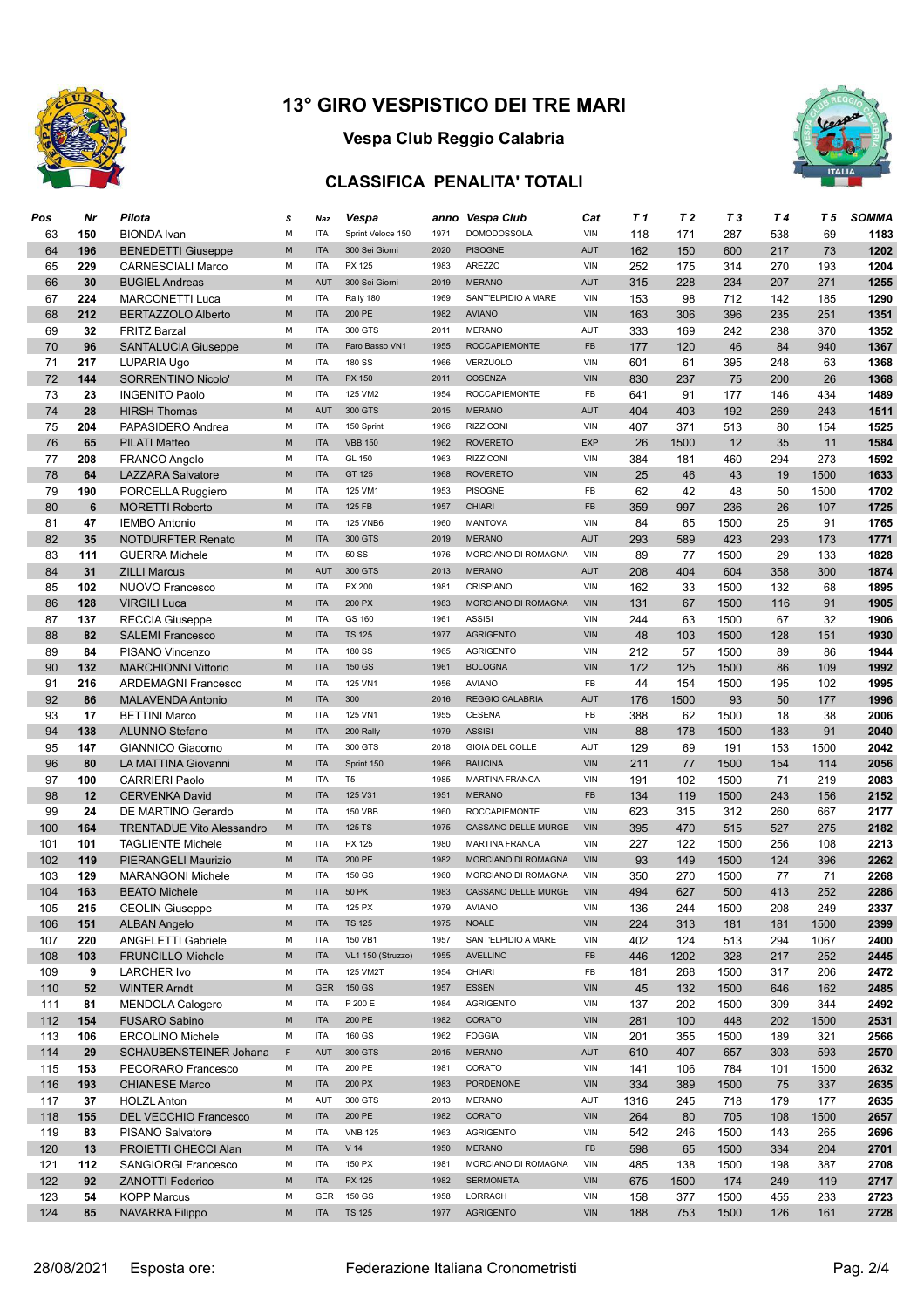# 13° GIRO VESPISTICO DEI TRE MARI

## Vespa Club Reggio Calabria

### CLASSIFICA PENALITA' TOTALI

| Pos | Nr | Pilota | S | Naz | Vespa | anno | Vespa Club | Cat | T 1 | T 2 | T 3 | T 4 | T 5 | SOMMA |
|---|---|---|---|---|---|---|---|---|---|---|---|---|---|---|
| 63 | 150 | BIONDA Ivan | M | ITA | Sprint Veloce 150 | 1971 | DOMODOSSOLA | VIN | 118 | 171 | 287 | 538 | 69 | 1183 |
| 64 | 196 | BENEDETTI Giuseppe | M | ITA | 300 Sei Giorni | 2020 | PISOGNE | AUT | 162 | 150 | 600 | 217 | 73 | 1202 |
| 65 | 229 | CARNESCIALI Marco | M | ITA | PX 125 | 1983 | AREZZO | VIN | 252 | 175 | 314 | 270 | 193 | 1204 |
| 66 | 30 | BUGIEL Andreas | M | AUT | 300 Sei Giorni | 2019 | MERANO | AUT | 315 | 228 | 234 | 207 | 271 | 1255 |
| 67 | 224 | MARCONETTI Luca | M | ITA | Rally 180 | 1969 | SANT'ELPIDIO A MARE | VIN | 153 | 98 | 712 | 142 | 185 | 1290 |
| 68 | 212 | BERTAZZOLO Alberto | M | ITA | 200 PE | 1982 | AVIANO | VIN | 163 | 306 | 396 | 235 | 251 | 1351 |
| 69 | 32 | FRITZ Barzal | M | ITA | 300 GTS | 2011 | MERANO | AUT | 333 | 169 | 242 | 238 | 370 | 1352 |
| 70 | 96 | SANTALUCIA Giuseppe | M | ITA | Faro Basso VN1 | 1955 | ROCCAPIEMONTE | FB | 177 | 120 | 46 | 84 | 940 | 1367 |
| 71 | 217 | LUPARIA Ugo | M | ITA | 180 SS | 1966 | VERZUOLO | VIN | 601 | 61 | 395 | 248 | 63 | 1368 |
| 72 | 144 | SORRENTINO Nicolo' | M | ITA | PX 150 | 2011 | COSENZA | VIN | 830 | 237 | 75 | 200 | 26 | 1368 |
| 73 | 23 | INGENITO Paolo | M | ITA | 125 VM2 | 1954 | ROCCAPIEMONTE | FB | 641 | 91 | 177 | 146 | 434 | 1489 |
| 74 | 28 | HIRSH Thomas | M | AUT | 300 GTS | 2015 | MERANO | AUT | 404 | 403 | 192 | 269 | 243 | 1511 |
| 75 | 204 | PAPASIDERO Andrea | M | ITA | 150 Sprint | 1966 | RIZZICONI | VIN | 407 | 371 | 513 | 80 | 154 | 1525 |
| 76 | 65 | PILATI Matteo | M | ITA | VBB 150 | 1962 | ROVERETO | EXP | 26 | 1500 | 12 | 35 | 11 | 1584 |
| 77 | 208 | FRANCO Angelo | M | ITA | GL 150 | 1963 | RIZZICONI | VIN | 384 | 181 | 460 | 294 | 273 | 1592 |
| 78 | 64 | LAZZARA Salvatore | M | ITA | GT 125 | 1968 | ROVERETO | VIN | 25 | 46 | 43 | 19 | 1500 | 1633 |
| 79 | 190 | PORCELLA Ruggiero | M | ITA | 125 VM1 | 1953 | PISOGNE | FB | 62 | 42 | 48 | 50 | 1500 | 1702 |
| 80 | 6 | MORETTI Roberto | M | ITA | 125 FB | 1957 | CHIARI | FB | 359 | 997 | 236 | 26 | 107 | 1725 |
| 81 | 47 | IEMBO Antonio | M | ITA | 125 VNB6 | 1960 | MANTOVA | VIN | 84 | 65 | 1500 | 25 | 91 | 1765 |
| 82 | 35 | NOTDURFTER Renato | M | ITA | 300 GTS | 2019 | MERANO | AUT | 293 | 589 | 423 | 293 | 173 | 1771 |
| 83 | 111 | GUERRA Michele | M | ITA | 50 SS | 1976 | MORCIANO DI ROMAGNA | VIN | 89 | 77 | 1500 | 29 | 133 | 1828 |
| 84 | 31 | ZILLI Marcus | M | AUT | 300 GTS | 2013 | MERANO | AUT | 208 | 404 | 604 | 358 | 300 | 1874 |
| 85 | 102 | NUOVO Francesco | M | ITA | PX 200 | 1981 | CRISPIANO | VIN | 162 | 33 | 1500 | 132 | 68 | 1895 |
| 86 | 128 | VIRGILI Luca | M | ITA | 200 PX | 1983 | MORCIANO DI ROMAGNA | VIN | 131 | 67 | 1500 | 116 | 91 | 1905 |
| 87 | 137 | RECCIA Giuseppe | M | ITA | GS 160 | 1961 | ASSISI | VIN | 244 | 63 | 1500 | 67 | 32 | 1906 |
| 88 | 82 | SALEMI Francesco | M | ITA | TS 125 | 1977 | AGRIGENTO | VIN | 48 | 103 | 1500 | 128 | 151 | 1930 |
| 89 | 84 | PISANO Vincenzo | M | ITA | 180 SS | 1965 | AGRIGENTO | VIN | 212 | 57 | 1500 | 89 | 86 | 1944 |
| 90 | 132 | MARCHIONNI Vittorio | M | ITA | 150 GS | 1961 | BOLOGNA | VIN | 172 | 125 | 1500 | 86 | 109 | 1992 |
| 91 | 216 | ARDEMAGNI Francesco | M | ITA | 125 VN1 | 1956 | AVIANO | FB | 44 | 154 | 1500 | 195 | 102 | 1995 |
| 92 | 86 | MALAVENDA Antonio | M | ITA | 300 | 2016 | REGGIO CALABRIA | AUT | 176 | 1500 | 93 | 50 | 177 | 1996 |
| 93 | 17 | BETTINI Marco | M | ITA | 125 VN1 | 1955 | CESENA | FB | 388 | 62 | 1500 | 18 | 38 | 2006 |
| 94 | 138 | ALUNNO Stefano | M | ITA | 200 Rally | 1979 | ASSISI | VIN | 88 | 178 | 1500 | 183 | 91 | 2040 |
| 95 | 147 | GIANNICO Giacomo | M | ITA | 300 GTS | 2018 | GIOIA DEL COLLE | AUT | 129 | 69 | 191 | 153 | 1500 | 2042 |
| 96 | 80 | LA MATTINA Giovanni | M | ITA | Sprint 150 | 1966 | BAUCINA | VIN | 211 | 77 | 1500 | 154 | 114 | 2056 |
| 97 | 100 | CARRIERI Paolo | M | ITA | T5 | 1985 | MARTINA FRANCA | VIN | 191 | 102 | 1500 | 71 | 219 | 2083 |
| 98 | 12 | CERVENKA David | M | ITA | 125 V31 | 1951 | MERANO | FB | 134 | 119 | 1500 | 243 | 156 | 2152 |
| 99 | 24 | DE MARTINO Gerardo | M | ITA | 150 VBB | 1960 | ROCCAPIEMONTE | VIN | 623 | 315 | 312 | 260 | 667 | 2177 |
| 100 | 164 | TRENTADUE Vito Alessandro | M | ITA | 125 TS | 1975 | CASSANO DELLE MURGE | VIN | 395 | 470 | 515 | 527 | 275 | 2182 |
| 101 | 101 | TAGLIENTE Michele | M | ITA | PX 125 | 1980 | MARTINA FRANCA | VIN | 227 | 122 | 1500 | 256 | 108 | 2213 |
| 102 | 119 | PIERANGELI Maurizio | M | ITA | 200 PE | 1982 | MORCIANO DI ROMAGNA | VIN | 93 | 149 | 1500 | 124 | 396 | 2262 |
| 103 | 129 | MARANGONI Michele | M | ITA | 150 GS | 1960 | MORCIANO DI ROMAGNA | VIN | 350 | 270 | 1500 | 77 | 71 | 2268 |
| 104 | 163 | BEATO Michele | M | ITA | 50 PK | 1983 | CASSANO DELLE MURGE | VIN | 494 | 627 | 500 | 413 | 252 | 2286 |
| 105 | 215 | CEOLIN Giuseppe | M | ITA | 125 PX | 1979 | AVIANO | VIN | 136 | 244 | 1500 | 208 | 249 | 2337 |
| 106 | 151 | ALBAN Angelo | M | ITA | TS 125 | 1975 | NOALE | VIN | 224 | 313 | 181 | 181 | 1500 | 2399 |
| 107 | 220 | ANGELETTI Gabriele | M | ITA | 150 VB1 | 1957 | SANT'ELPIDIO A MARE | VIN | 402 | 124 | 513 | 294 | 1067 | 2400 |
| 108 | 103 | FRUNCILLO Michele | M | ITA | VL1 150 (Struzzo) | 1955 | AVELLINO | FB | 446 | 1202 | 328 | 217 | 252 | 2445 |
| 109 | 9 | LARCHER Ivo | M | ITA | 125 VM2T | 1954 | CHIARI | FB | 181 | 268 | 1500 | 317 | 206 | 2472 |
| 110 | 52 | WINTER Arndt | M | GER | 150 GS | 1957 | ESSEN | VIN | 45 | 132 | 1500 | 646 | 162 | 2485 |
| 111 | 81 | MENDOLA Calogero | M | ITA | P 200 E | 1984 | AGRIGENTO | VIN | 137 | 202 | 1500 | 309 | 344 | 2492 |
| 112 | 154 | FUSARO Sabino | M | ITA | 200 PE | 1982 | CORATO | VIN | 281 | 100 | 448 | 202 | 1500 | 2531 |
| 113 | 106 | ERCOLINO Michele | M | ITA | 160 GS | 1962 | FOGGIA | VIN | 201 | 355 | 1500 | 189 | 321 | 2566 |
| 114 | 29 | SCHAUBENSTEINER Johana | F | AUT | 300 GTS | 2015 | MERANO | AUT | 610 | 407 | 657 | 303 | 593 | 2570 |
| 115 | 153 | PECORARO Francesco | M | ITA | 200 PE | 1981 | CORATO | VIN | 141 | 106 | 784 | 101 | 1500 | 2632 |
| 116 | 193 | CHIANESE Marco | M | ITA | 200 PX | 1983 | PORDENONE | VIN | 334 | 389 | 1500 | 75 | 337 | 2635 |
| 117 | 37 | HOLZL Anton | M | AUT | 300 GTS | 2013 | MERANO | AUT | 1316 | 245 | 718 | 179 | 177 | 2635 |
| 118 | 155 | DEL VECCHIO Francesco | M | ITA | 200 PE | 1982 | CORATO | VIN | 264 | 80 | 705 | 108 | 1500 | 2657 |
| 119 | 83 | PISANO Salvatore | M | ITA | VNB 125 | 1963 | AGRIGENTO | VIN | 542 | 246 | 1500 | 143 | 265 | 2696 |
| 120 | 13 | PROIETTI CHECCI Alan | M | ITA | V 14 | 1950 | MERANO | FB | 598 | 65 | 1500 | 334 | 204 | 2701 |
| 121 | 112 | SANGIORGI Francesco | M | ITA | 150 PX | 1981 | MORCIANO DI ROMAGNA | VIN | 485 | 138 | 1500 | 198 | 387 | 2708 |
| 122 | 92 | ZANOTTI Federico | M | ITA | PX 125 | 1982 | SERMONETA | VIN | 675 | 1500 | 174 | 249 | 119 | 2717 |
| 123 | 54 | KOPP Marcus | M | GER | 150 GS | 1958 | LORRACH | VIN | 158 | 377 | 1500 | 455 | 233 | 2723 |
| 124 | 85 | NAVARRA Filippo | M | ITA | TS 125 | 1977 | AGRIGENTO | VIN | 188 | 753 | 1500 | 126 | 161 | 2728 |

28/08/2021 Esposta ore: Federazione Italiana Cronometristi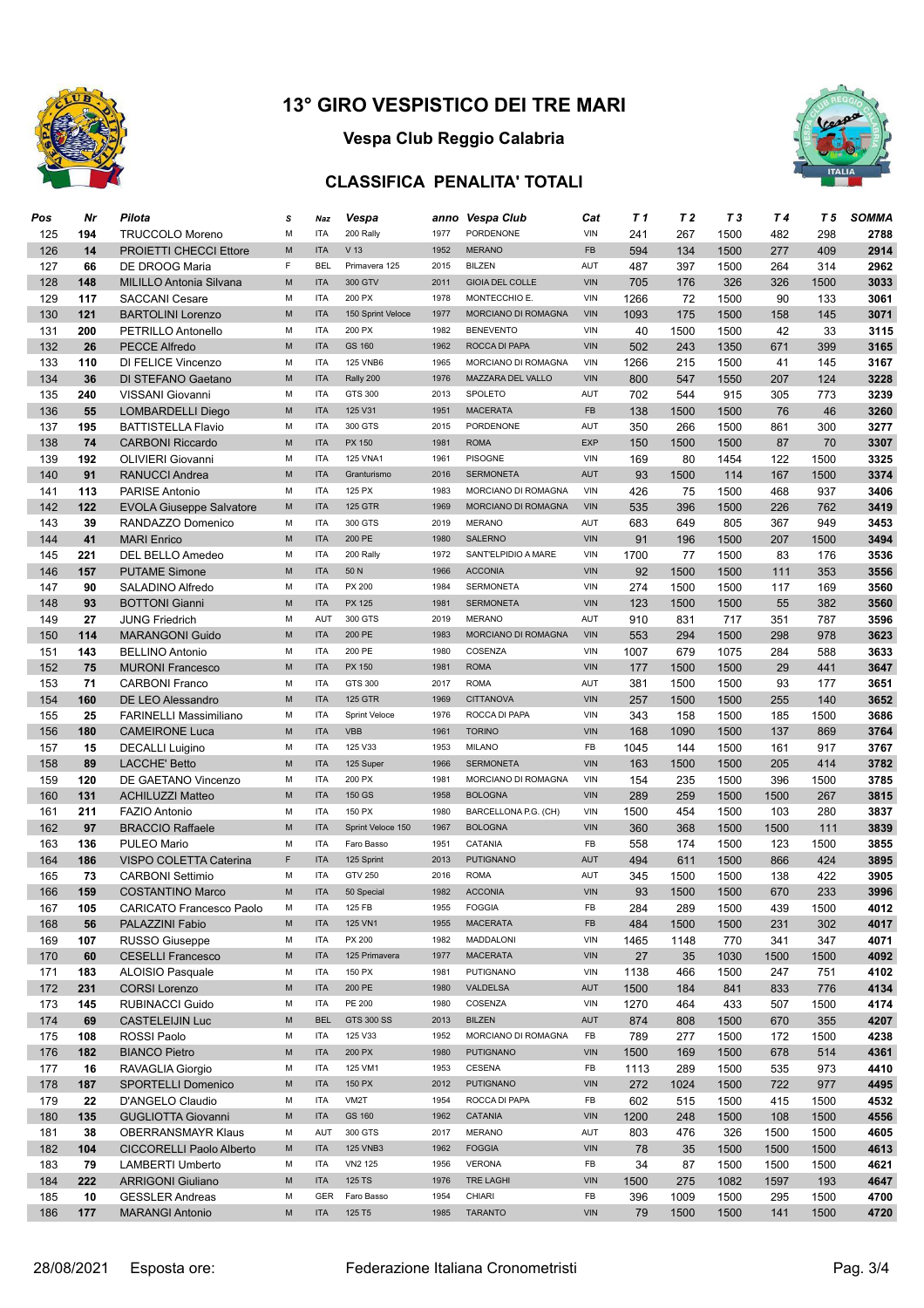# 13° GIRO VESPISTICO DEI TRE MARI

## Vespa Club Reggio Calabria

### CLASSIFICA PENALITA' TOTALI

| Pos | Nr | Pilota | S | Naz | Vespa | anno | Vespa Club | Cat | T 1 | T 2 | T 3 | T 4 | T 5 | SOMMA |
|---|---|---|---|---|---|---|---|---|---|---|---|---|---|---|
| 125 | 194 | TRUCCOLO Moreno | M | ITA | 200 Rally | 1977 | PORDENONE | VIN | 241 | 267 | 1500 | 482 | 298 | 2788 |
| 126 | 14 | PROIETTI CHECCI Ettore | M | ITA | V 13 | 1952 | MERANO | FB | 594 | 134 | 1500 | 277 | 409 | 2914 |
| 127 | 66 | DE DROOG Maria | F | BEL | Primavera 125 | 2015 | BILZEN | AUT | 487 | 397 | 1500 | 264 | 314 | 2962 |
| 128 | 148 | MILILLO Antonia Silvana | M | ITA | 300 GTV | 2011 | GIOIA DEL COLLE | VIN | 705 | 176 | 326 | 326 | 1500 | 3033 |
| 129 | 117 | SACCANI Cesare | M | ITA | 200 PX | 1978 | MONTECCHIO E. | VIN | 1266 | 72 | 1500 | 90 | 133 | 3061 |
| 130 | 121 | BARTOLINI Lorenzo | M | ITA | 150 Sprint Veloce | 1977 | MORCIANO DI ROMAGNA | VIN | 1093 | 175 | 1500 | 158 | 145 | 3071 |
| 131 | 200 | PETRILLO Antonello | M | ITA | 200 PX | 1982 | BENEVENTO | VIN | 40 | 1500 | 1500 | 42 | 33 | 3115 |
| 132 | 26 | PECCE Alfredo | M | ITA | GS 160 | 1962 | ROCCA DI PAPA | VIN | 502 | 243 | 1350 | 671 | 399 | 3165 |
| 133 | 110 | DI FELICE Vincenzo | M | ITA | 125 VNB6 | 1965 | MORCIANO DI ROMAGNA | VIN | 1266 | 215 | 1500 | 41 | 145 | 3167 |
| 134 | 36 | DI STEFANO Gaetano | M | ITA | Rally 200 | 1976 | MAZZARA DEL VALLO | VIN | 800 | 547 | 1550 | 207 | 124 | 3228 |
| 135 | 240 | VISSANI Giovanni | M | ITA | GTS 300 | 2013 | SPOLETO | AUT | 702 | 544 | 915 | 305 | 773 | 3239 |
| 136 | 55 | LOMBARDELLI Diego | M | ITA | 125 V31 | 1951 | MACERATA | FB | 138 | 1500 | 1500 | 76 | 46 | 3260 |
| 137 | 195 | BATTISTELLA Flavio | M | ITA | 300 GTS | 2015 | PORDENONE | AUT | 350 | 266 | 1500 | 861 | 300 | 3277 |
| 138 | 74 | CARBONI Riccardo | M | ITA | PX 150 | 1981 | ROMA | EXP | 150 | 1500 | 1500 | 87 | 70 | 3307 |
| 139 | 192 | OLIVIERI Giovanni | M | ITA | 125 VNA1 | 1961 | PISOGNE | VIN | 169 | 80 | 1454 | 122 | 1500 | 3325 |
| 140 | 91 | RANUCCI Andrea | M | ITA | Granturismo | 2016 | SERMONETA | AUT | 93 | 1500 | 114 | 167 | 1500 | 3374 |
| 141 | 113 | PARISE Antonio | M | ITA | 125 PX | 1983 | MORCIANO DI ROMAGNA | VIN | 426 | 75 | 1500 | 468 | 937 | 3406 |
| 142 | 122 | EVOLA Giuseppe Salvatore | M | ITA | 125 GTR | 1969 | MORCIANO DI ROMAGNA | VIN | 535 | 396 | 1500 | 226 | 762 | 3419 |
| 143 | 39 | RANDAZZO Domenico | M | ITA | 300 GTS | 2019 | MERANO | AUT | 683 | 649 | 805 | 367 | 949 | 3453 |
| 144 | 41 | MARI Enrico | M | ITA | 200 PE | 1980 | SALERNO | VIN | 91 | 196 | 1500 | 207 | 1500 | 3494 |
| 145 | 221 | DEL BELLO Amedeo | M | ITA | 200 Rally | 1972 | SANT'ELPIDIO A MARE | VIN | 1700 | 77 | 1500 | 83 | 176 | 3536 |
| 146 | 157 | PUTAME Simone | M | ITA | 50 N | 1966 | ACCONIA | VIN | 92 | 1500 | 1500 | 111 | 353 | 3556 |
| 147 | 90 | SALADINO Alfredo | M | ITA | PX 200 | 1984 | SERMONETA | VIN | 274 | 1500 | 1500 | 117 | 169 | 3560 |
| 148 | 93 | BOTTONI Gianni | M | ITA | PX 125 | 1981 | SERMONETA | VIN | 123 | 1500 | 1500 | 55 | 382 | 3560 |
| 149 | 27 | JUNG Friedrich | M | AUT | 300 GTS | 2019 | MERANO | AUT | 910 | 831 | 717 | 351 | 787 | 3596 |
| 150 | 114 | MARANGONI Guido | M | ITA | 200 PE | 1983 | MORCIANO DI ROMAGNA | VIN | 553 | 294 | 1500 | 298 | 978 | 3623 |
| 151 | 143 | BELLINO Antonio | M | ITA | 200 PE | 1980 | COSENZA | VIN | 1007 | 679 | 1075 | 284 | 588 | 3633 |
| 152 | 75 | MURONI Francesco | M | ITA | PX 150 | 1981 | ROMA | VIN | 177 | 1500 | 1500 | 29 | 441 | 3647 |
| 153 | 71 | CARBONI Franco | M | ITA | GTS 300 | 2017 | ROMA | AUT | 381 | 1500 | 1500 | 93 | 177 | 3651 |
| 154 | 160 | DE LEO Alessandro | M | ITA | 125 GTR | 1969 | CITTANOVA | VIN | 257 | 1500 | 1500 | 255 | 140 | 3652 |
| 155 | 25 | FARINELLI Massimiliano | M | ITA | Sprint Veloce | 1976 | ROCCA DI PAPA | VIN | 343 | 158 | 1500 | 185 | 1500 | 3686 |
| 156 | 180 | CAMEIRONE Luca | M | ITA | VBB | 1961 | TORINO | VIN | 168 | 1090 | 1500 | 137 | 869 | 3764 |
| 157 | 15 | DECALLI Luigino | M | ITA | 125 V33 | 1953 | MILANO | FB | 1045 | 144 | 1500 | 161 | 917 | 3767 |
| 158 | 89 | LACCHE' Betto | M | ITA | 125 Super | 1966 | SERMONETA | VIN | 163 | 1500 | 1500 | 205 | 414 | 3782 |
| 159 | 120 | DE GAETANO Vincenzo | M | ITA | 200 PX | 1981 | MORCIANO DI ROMAGNA | VIN | 154 | 235 | 1500 | 396 | 1500 | 3785 |
| 160 | 131 | ACHILUZZI Matteo | M | ITA | 150 GS | 1958 | BOLOGNA | VIN | 289 | 259 | 1500 | 1500 | 267 | 3815 |
| 161 | 211 | FAZIO Antonio | M | ITA | 150 PX | 1980 | BARCELLONA P.G. (CH) | VIN | 1500 | 454 | 1500 | 103 | 280 | 3837 |
| 162 | 97 | BRACCIO Raffaele | M | ITA | Sprint Veloce 150 | 1967 | BOLOGNA | VIN | 360 | 368 | 1500 | 1500 | 111 | 3839 |
| 163 | 136 | PULEO Mario | M | ITA | Faro Basso | 1951 | CATANIA | FB | 558 | 174 | 1500 | 123 | 1500 | 3855 |
| 164 | 186 | VISPO COLETTA Caterina | F | ITA | 125 Sprint | 2013 | PUTIGNANO | AUT | 494 | 611 | 1500 | 866 | 424 | 3895 |
| 165 | 73 | CARBONI Settimio | M | ITA | GTV 250 | 2016 | ROMA | AUT | 345 | 1500 | 1500 | 138 | 422 | 3905 |
| 166 | 159 | COSTANTINO Marco | M | ITA | 50 Special | 1982 | ACCONIA | VIN | 93 | 1500 | 1500 | 670 | 233 | 3996 |
| 167 | 105 | CARICATO Francesco Paolo | M | ITA | 125 FB | 1955 | FOGGIA | FB | 284 | 289 | 1500 | 439 | 1500 | 4012 |
| 168 | 56 | PALAZZINI Fabio | M | ITA | 125 VN1 | 1955 | MACERATA | FB | 484 | 1500 | 1500 | 231 | 302 | 4017 |
| 169 | 107 | RUSSO Giuseppe | M | ITA | PX 200 | 1982 | MADDALONI | VIN | 1465 | 1148 | 770 | 341 | 347 | 4071 |
| 170 | 60 | CESELLI Francesco | M | ITA | 125 Primavera | 1977 | MACERATA | VIN | 27 | 35 | 1030 | 1500 | 1500 | 4092 |
| 171 | 183 | ALOISIO Pasquale | M | ITA | 150 PX | 1981 | PUTIGNANO | VIN | 1138 | 466 | 1500 | 247 | 751 | 4102 |
| 172 | 231 | CORSI Lorenzo | M | ITA | 200 PE | 1980 | VALDELSA | AUT | 1500 | 184 | 841 | 833 | 776 | 4134 |
| 173 | 145 | RUBINACCI Guido | M | ITA | PE 200 | 1980 | COSENZA | VIN | 1270 | 464 | 433 | 507 | 1500 | 4174 |
| 174 | 69 | CASTELEIJIN Luc | M | BEL | GTS 300 SS | 2013 | BILZEN | AUT | 874 | 808 | 1500 | 670 | 355 | 4207 |
| 175 | 108 | ROSSI Paolo | M | ITA | 125 V33 | 1952 | MORCIANO DI ROMAGNA | FB | 789 | 277 | 1500 | 172 | 1500 | 4238 |
| 176 | 182 | BIANCO Pietro | M | ITA | 200 PX | 1980 | PUTIGNANO | VIN | 1500 | 169 | 1500 | 678 | 514 | 4361 |
| 177 | 16 | RAVAGLIA Giorgio | M | ITA | 125 VM1 | 1953 | CESENA | FB | 1113 | 289 | 1500 | 535 | 973 | 4410 |
| 178 | 187 | SPORTELLI Domenico | M | ITA | 150 PX | 2012 | PUTIGNANO | VIN | 272 | 1024 | 1500 | 722 | 977 | 4495 |
| 179 | 22 | D'ANGELO Claudio | M | ITA | VM2T | 1954 | ROCCA DI PAPA | FB | 602 | 515 | 1500 | 415 | 1500 | 4532 |
| 180 | 135 | GUGLIOTTA Giovanni | M | ITA | GS 160 | 1962 | CATANIA | VIN | 1200 | 248 | 1500 | 108 | 1500 | 4556 |
| 181 | 38 | OBERRANSMAYR Klaus | M | AUT | 300 GTS | 2017 | MERANO | AUT | 803 | 476 | 326 | 1500 | 1500 | 4605 |
| 182 | 104 | CICCORELLI Paolo Alberto | M | ITA | 125 VNB3 | 1962 | FOGGIA | VIN | 78 | 35 | 1500 | 1500 | 1500 | 4613 |
| 183 | 79 | LAMBERTI Umberto | M | ITA | VN2 125 | 1956 | VERONA | FB | 34 | 87 | 1500 | 1500 | 1500 | 4621 |
| 184 | 222 | ARRIGONI Giuliano | M | ITA | 125 TS | 1976 | TRE LAGHI | VIN | 1500 | 275 | 1082 | 1597 | 193 | 4647 |
| 185 | 10 | GESSLER Andreas | M | GER | Faro Basso | 1954 | CHIARI | FB | 396 | 1009 | 1500 | 295 | 1500 | 4700 |
| 186 | 177 | MARANGI Antonio | M | ITA | 125 T5 | 1985 | TARANTO | VIN | 79 | 1500 | 1500 | 141 | 1500 | 4720 |

28/08/2021 Esposta ore: Federazione Italiana Cronometristi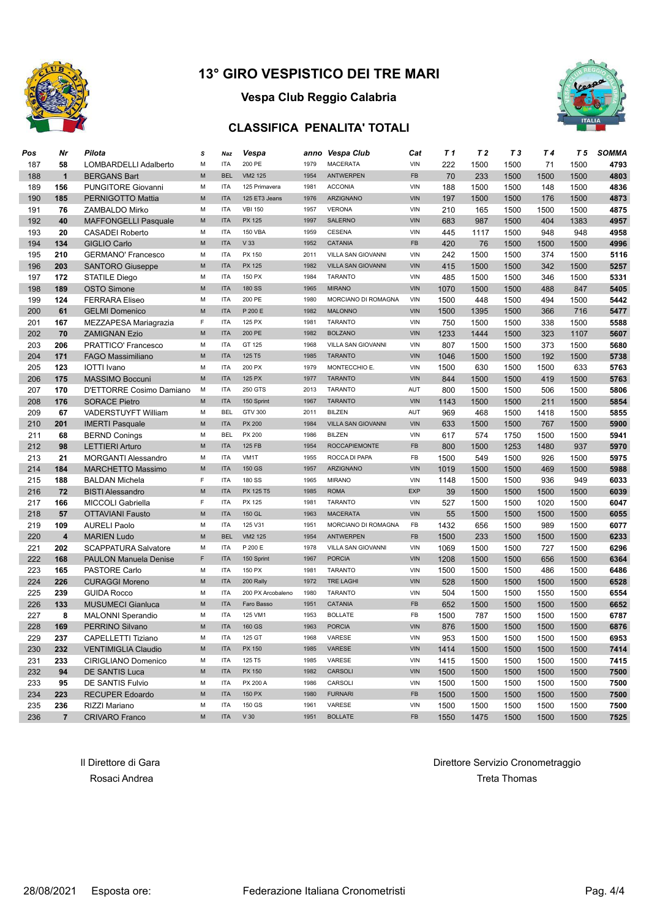# 13° GIRO VESPISTICO DEI TRE MARI

## Vespa Club Reggio Calabria

### CLASSIFICA PENALITA' TOTALI

| Pos | Nr | Pilota | S | Naz | Vespa | anno | Vespa Club | Cat | T 1 | T 2 | T 3 | T 4 | T 5 | SOMMA |
|---|---|---|---|---|---|---|---|---|---|---|---|---|---|---|
| 187 | 58 | LOMBARDELLI Adalberto | M | ITA | 200 PE | 1979 | MACERATA | VIN | 222 | 1500 | 1500 | 71 | 1500 | 4793 |
| 188 | 1 | BERGANS Bart | M | BEL | VM2 125 | 1954 | ANTWERPEN | FB | 70 | 233 | 1500 | 1500 | 1500 | 4803 |
| 189 | 156 | PUNGITORE Giovanni | M | ITA | 125 Primavera | 1981 | ACCONIA | VIN | 188 | 1500 | 1500 | 148 | 1500 | 4836 |
| 190 | 185 | PERNIGOTTO Mattia | M | ITA | 125 ET3 Jeans | 1976 | ARZIGNANO | VIN | 197 | 1500 | 1500 | 176 | 1500 | 4873 |
| 191 | 76 | ZAMBALDO Mirko | M | ITA | VBI 150 | 1957 | VERONA | VIN | 210 | 165 | 1500 | 1500 | 1500 | 4875 |
| 192 | 40 | MAFFONGELLI Pasquale | M | ITA | PX 125 | 1997 | SALERNO | VIN | 683 | 987 | 1500 | 404 | 1383 | 4957 |
| 193 | 20 | CASADEI Roberto | M | ITA | 150 VBA | 1959 | CESENA | VIN | 445 | 1117 | 1500 | 948 | 948 | 4958 |
| 194 | 134 | GIGLIO Carlo | M | ITA | V 33 | 1952 | CATANIA | FB | 420 | 76 | 1500 | 1500 | 1500 | 4996 |
| 195 | 210 | GERMANO' Francesco | M | ITA | PX 150 | 2011 | VILLA SAN GIOVANNI | VIN | 242 | 1500 | 1500 | 374 | 1500 | 5116 |
| 196 | 203 | SANTORO Giuseppe | M | ITA | PX 125 | 1982 | VILLA SAN GIOVANNI | VIN | 415 | 1500 | 1500 | 342 | 1500 | 5257 |
| 197 | 172 | STATILE Diego | M | ITA | 150 PX | 1984 | TARANTO | VIN | 485 | 1500 | 1500 | 346 | 1500 | 5331 |
| 198 | 189 | OSTO Simone | M | ITA | 180 SS | 1965 | MIRANO | VIN | 1070 | 1500 | 1500 | 488 | 847 | 5405 |
| 199 | 124 | FERRARA Eliseo | M | ITA | 200 PE | 1980 | MORCIANO DI ROMAGNA | VIN | 1500 | 448 | 1500 | 494 | 1500 | 5442 |
| 200 | 61 | GELMI Domenico | M | ITA | P 200 E | 1982 | MALONNO | VIN | 1500 | 1395 | 1500 | 366 | 716 | 5477 |
| 201 | 167 | MEZZAPESA Mariagrazia | F | ITA | 125 PX | 1981 | TARANTO | VIN | 750 | 1500 | 1500 | 338 | 1500 | 5588 |
| 202 | 70 | ZAMIGNAN Ezio | M | ITA | 200 PE | 1982 | BOLZANO | VIN | 1233 | 1444 | 1500 | 323 | 1107 | 5607 |
| 203 | 206 | PRATTICO' Francesco | M | ITA | GT 125 | 1968 | VILLA SAN GIOVANNI | VIN | 807 | 1500 | 1500 | 373 | 1500 | 5680 |
| 204 | 171 | FAGO Massimiliano | M | ITA | 125 T5 | 1985 | TARANTO | VIN | 1046 | 1500 | 1500 | 192 | 1500 | 5738 |
| 205 | 123 | IOTTI Ivano | M | ITA | 200 PX | 1979 | MONTECCHIO E. | VIN | 1500 | 630 | 1500 | 1500 | 633 | 5763 |
| 206 | 175 | MASSIMO Bocccuni | M | ITA | 125 PX | 1977 | TARANTO | VIN | 844 | 1500 | 1500 | 419 | 1500 | 5763 |
| 207 | 170 | D'ETTORRE Cosimo Damiano | M | ITA | 250 GTS | 2013 | TARANTO | AUT | 800 | 1500 | 1500 | 506 | 1500 | 5806 |
| 208 | 176 | SORACE Pietro | M | ITA | 150 Sprint | 1967 | TARANTO | VIN | 1143 | 1500 | 1500 | 211 | 1500 | 5854 |
| 209 | 67 | VADERSTUYFT William | M | BEL | GTV 300 | 2011 | BILZEN | AUT | 969 | 468 | 1500 | 1418 | 1500 | 5855 |
| 210 | 201 | IMERTI Pasquale | M | ITA | PX 200 | 1984 | VILLA SAN GIOVANNI | VIN | 633 | 1500 | 1500 | 767 | 1500 | 5900 |
| 211 | 68 | BERND Conings | M | BEL | PX 200 | 1986 | BILZEN | VIN | 617 | 574 | 1750 | 1500 | 1500 | 5941 |
| 212 | 98 | LETTIERI Arturo | M | ITA | 125 FB | 1954 | ROCCAPIEMONTE | FB | 800 | 1500 | 1253 | 1480 | 937 | 5970 |
| 213 | 21 | MORGANTI Alessandro | M | ITA | VM1T | 1955 | ROCCA DI PAPA | FB | 1500 | 549 | 1500 | 926 | 1500 | 5975 |
| 214 | 184 | MARCHETTO Massimo | M | ITA | 150 GS | 1957 | ARZIGNANO | VIN | 1019 | 1500 | 1500 | 469 | 1500 | 5988 |
| 215 | 188 | BALDAN Michela | F | ITA | 180 SS | 1965 | MIRANO | VIN | 1148 | 1500 | 1500 | 936 | 949 | 6033 |
| 216 | 72 | BISTI Alessandro | M | ITA | PX 125 T5 | 1985 | ROMA | EXP | 39 | 1500 | 1500 | 1500 | 1500 | 6039 |
| 217 | 166 | MICCOLI Gabriella | F | ITA | PX 125 | 1981 | TARANTO | VIN | 527 | 1500 | 1500 | 1020 | 1500 | 6047 |
| 218 | 57 | OTTAVIANI Fausto | M | ITA | 150 GL | 1963 | MACERATA | VIN | 55 | 1500 | 1500 | 1500 | 1500 | 6055 |
| 219 | 109 | AURELI Paolo | M | ITA | 125 V31 | 1951 | MORCIANO DI ROMAGNA | FB | 1432 | 656 | 1500 | 989 | 1500 | 6077 |
| 220 | 4 | MARIEN Ludo | M | BEL | VM2 125 | 1954 | ANTWERPEN | FB | 1500 | 233 | 1500 | 1500 | 1500 | 6233 |
| 221 | 202 | SCAPPATURA Salvatore | M | ITA | P 200 E | 1978 | VILLA SAN GIOVANNI | VIN | 1069 | 1500 | 1500 | 727 | 1500 | 6296 |
| 222 | 168 | PAULON Manuela Denise | F | ITA | 150 Sprint | 1967 | PORCIA | VIN | 1208 | 1500 | 1500 | 656 | 1500 | 6364 |
| 223 | 165 | PASTORE Carlo | M | ITA | 150 PX | 1981 | TARANTO | VIN | 1500 | 1500 | 1500 | 486 | 1500 | 6486 |
| 224 | 226 | CURAGGI Moreno | M | ITA | 200 Rally | 1972 | TRE LAGHI | VIN | 528 | 1500 | 1500 | 1500 | 1500 | 6528 |
| 225 | 239 | GUIDA Rocco | M | ITA | 200 PX Arcobaleno | 1980 | TARANTO | VIN | 504 | 1500 | 1500 | 1550 | 1500 | 6554 |
| 226 | 133 | MUSUMECI Gianluca | M | ITA | Faro Basso | 1951 | CATANIA | FB | 652 | 1500 | 1500 | 1500 | 1500 | 6652 |
| 227 | 8 | MALONNI Sperandio | M | ITA | 125 VM1 | 1953 | BOLLATE | FB | 1500 | 787 | 1500 | 1500 | 1500 | 6787 |
| 228 | 169 | PERRINO Silvano | M | ITA | 160 GS | 1963 | PORCIA | VIN | 876 | 1500 | 1500 | 1500 | 1500 | 6876 |
| 229 | 237 | CALLETTI Tiziano | M | ITA | 125 GT | 1968 | VARESE | VIN | 953 | 1500 | 1500 | 1500 | 1500 | 6953 |
| 230 | 232 | VENTIMIGLIA Claudio | M | ITA | PX 150 | 1985 | VARESE | VIN | 1414 | 1500 | 1500 | 1500 | 1500 | 7414 |
| 231 | 233 | CIRIGLIANO Domenico | M | ITA | 125 T5 | 1985 | VARESE | VIN | 1415 | 1500 | 1500 | 1500 | 1500 | 7415 |
| 232 | 94 | DE SANTIS Luca | M | ITA | PX 150 | 1982 | CARSOLI | VIN | 1500 | 1500 | 1500 | 1500 | 1500 | 7500 |
| 233 | 95 | DE SANTIS Fulvio | M | ITA | PX 200 A | 1986 | CARSOLI | VIN | 1500 | 1500 | 1500 | 1500 | 1500 | 7500 |
| 234 | 223 | RECUPER Edoardo | M | ITA | 150 PX | 1980 | FURNARI | FB | 1500 | 1500 | 1500 | 1500 | 1500 | 7500 |
| 235 | 236 | RIZZI Mariano | M | ITA | 150 GS | 1961 | VARESE | VIN | 1500 | 1500 | 1500 | 1500 | 1500 | 7500 |
| 236 | 7 | CRIVARO Franco | M | ITA | V 30 | 1951 | BOLLATE | FB | 1550 | 1475 | 1500 | 1500 | 1500 | 7525 |

Il Direttore di Gara
Rosaci Andrea

Direttore Servizio Cronometraggio
Treta Thomas

28/08/2021 Esposta ore: Federazione Italiana Cronometristi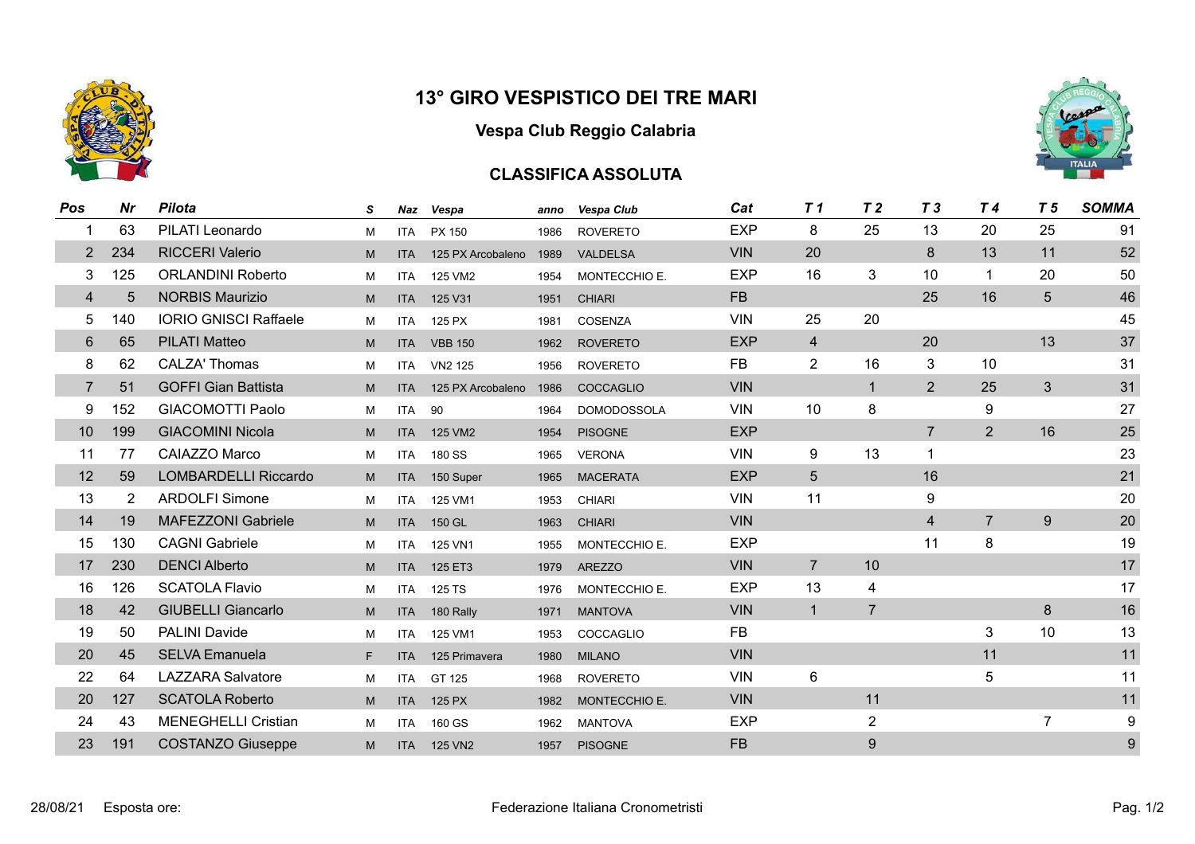# 13° GIRO VESPISTICO DEI TRE MARI

## Vespa Club Reggio Calabria

### CLASSIFICA ASSOLUTA

| Pos | Nr | Pilota | S | Naz | Vespa | anno | Vespa Club | Cat | T 1 | T 2 | T 3 | T 4 | T 5 | SOMMA |
|---|---|---|---|---|---|---|---|---|---|---|---|---|---|---|
| 1 | 63 | PILATI Leonardo | M | ITA | PX 150 | 1986 | ROVERETO | EXP | 8 | 25 | 13 | 20 | 25 | 91 |
| 2 | 234 | RICCERI Valerio | M | ITA | 125 PX Arcobaleno | 1989 | VALDELSA | VIN | 20 | | 8 | 13 | 11 | 52 |
| 3 | 125 | ORLANDINI Roberto | M | ITA | 125 VM2 | 1954 | MONTECCHIO E. | EXP | 16 | 3 | 10 | 1 | 20 | 50 |
| 4 | 5 | NORBIS Maurizio | M | ITA | 125 V31 | 1951 | CHIARI | FB | | | 25 | 16 | 5 | 46 |
| 5 | 140 | IORIO GNISCI Raffaele | M | ITA | 125 PX | 1981 | COSENZA | VIN | 25 | 20 | | | | 45 |
| 6 | 65 | PILATI Matteo | M | ITA | VBB 150 | 1962 | ROVERETO | EXP | 4 | | 20 | | 13 | 37 |
| 8 | 62 | CALZA' Thomas | M | ITA | VN2 125 | 1956 | ROVERETO | FB | 2 | 16 | 3 | 10 | | 31 |
| 7 | 51 | GOFFI Gian Battista | M | ITA | 125 PX Arcobaleno | 1986 | COCCAGLIO | VIN | | 1 | 2 | 25 | 3 | 31 |
| 9 | 152 | GIACOMOTTI Paolo | M | ITA | 90 | 1964 | DOMODOSSOLA | VIN | 10 | 8 | | 9 | | 27 |
| 10 | 199 | GIACOMINI Nicola | M | ITA | 125 VM2 | 1954 | PISOGNE | EXP | | | 7 | 2 | 16 | 25 |
| 11 | 77 | CAIAZZO Marco | M | ITA | 180 SS | 1965 | VERONA | VIN | 9 | 13 | 1 | | | 23 |
| 12 | 59 | LOMBARDELLI Riccardo | M | ITA | 150 Super | 1965 | MACERATA | EXP | 5 | | 16 | | | 21 |
| 13 | 2 | ARDOLFI Simone | M | ITA | 125 VM1 | 1953 | CHIARI | VIN | 11 | | 9 | | | 20 |
| 14 | 19 | MAFEZZONI Gabriele | M | ITA | 150 GL | 1963 | CHIARI | VIN | | | 4 | 7 | 9 | 20 |
| 15 | 130 | CAGNI Gabriele | M | ITA | 125 VN1 | 1955 | MONTECCHIO E. | EXP | | | 11 | 8 | | 19 |
| 17 | 230 | DENCI Alberto | M | ITA | 125 ET3 | 1979 | AREZZO | VIN | 7 | 10 | | | | 17 |
| 16 | 126 | SCATOLA Flavio | M | ITA | 125 TS | 1976 | MONTECCHIO E. | EXP | 13 | 4 | | | | 17 |
| 18 | 42 | GIUBELLI Giancarlo | M | ITA | 180 Rally | 1971 | MANTOVA | VIN | 1 | 7 | | | 8 | 16 |
| 19 | 50 | PALINI Davide | M | ITA | 125 VM1 | 1953 | COCCAGLIO | FB | | | | 3 | 10 | 13 |
| 20 | 45 | SELVA Emanuela | F | ITA | 125 Primavera | 1980 | MILANO | VIN | | | | 11 | | 11 |
| 22 | 64 | LAZZARA Salvatore | M | ITA | GT 125 | 1968 | ROVERETO | VIN | 6 | | | 5 | | 11 |
| 20 | 127 | SCATOLA Roberto | M | ITA | 125 PX | 1982 | MONTECCHIO E. | VIN | | 11 | | | | 11 |
| 24 | 43 | MENEGHELLI Cristian | M | ITA | 160 GS | 1962 | MANTOVA | EXP | | 2 | | | 7 | 9 |
| 23 | 191 | COSTANZO Giuseppe | M | ITA | 125 VN2 | 1957 | PISOGNE | FB | | 9 | | | | 9 |

28/08/21 Esposta ore:

Federazione Italiana Cronometristi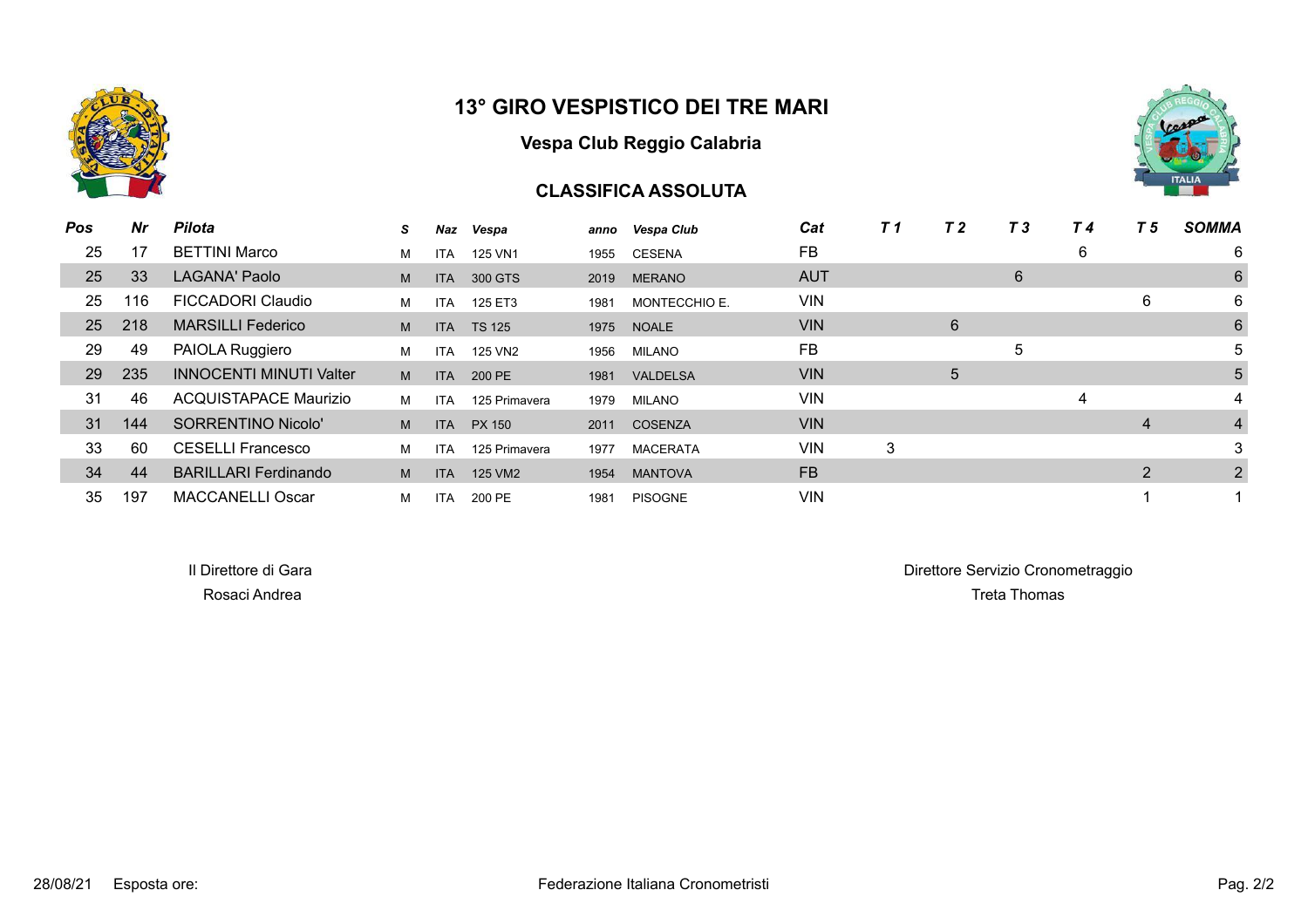# 13° GIRO VESPISTICO DEI TRE MARI

## Vespa Club Reggio Calabria

### CLASSIFICA ASSOLUTA

| Pos | Nr | Pilota | S | Naz | Vespa | anno | Vespa Club | Cat | T 1 | T 2 | T 3 | T 4 | T 5 | SOMMA |
|---|---|---|---|---|---|---|---|---|---|---|---|---|---|---|
| 25 | 17 | BETTINI Marco | M | ITA | 125 VN1 | 1955 | CESENA | FB | | | | 6 | | 6 |
| 25 | 33 | LAGANA' Paolo | M | ITA | 300 GTS | 2019 | MERANO | AUT | | | 6 | | | 6 |
| 25 | 116 | FICCADORI Claudio | M | ITA | 125 ET3 | 1981 | MONTECCHIO E. | VIN | | | | | 6 | 6 |
| 25 | 218 | MARSILLI Federico | M | ITA | TS 125 | 1975 | NOALE | VIN | | 6 | | | | 6 |
| 29 | 49 | PAIOLA Ruggiero | M | ITA | 125 VN2 | 1956 | MILANO | FB | | | 5 | | | 5 |
| 29 | 235 | INNOCENTI MINUTI Valter | M | ITA | 200 PE | 1981 | VALDELSA | VIN | | 5 | | | | 5 |
| 31 | 46 | ACQUISTAPACE Maurizio | M | ITA | 125 Primavera | 1979 | MILANO | VIN | | | | 4 | | 4 |
| 31 | 144 | SORRENTINO Nicolo' | M | ITA | PX 150 | 2011 | COSENZA | VIN | | | | | 4 | 4 |
| 33 | 60 | CESELLI Francesco | M | ITA | 125 Primavera | 1977 | MACERATA | VIN | 3 | | | | | 3 |
| 34 | 44 | BARILLARI Ferdinando | M | ITA | 125 VM2 | 1954 | MANTOVA | FB | | | | | 2 | 2 |
| 35 | 197 | MACCANELLI Oscar | M | ITA | 200 PE | 1981 | PISOGNE | VIN | | | | | 1 | 1 |

Il Direttore di Gara
Rosaci Andrea

Direttore Servizio Cronometraggio
Treta Thomas

28/08/21 Esposta ore:

Federazione Italiana Cronometristi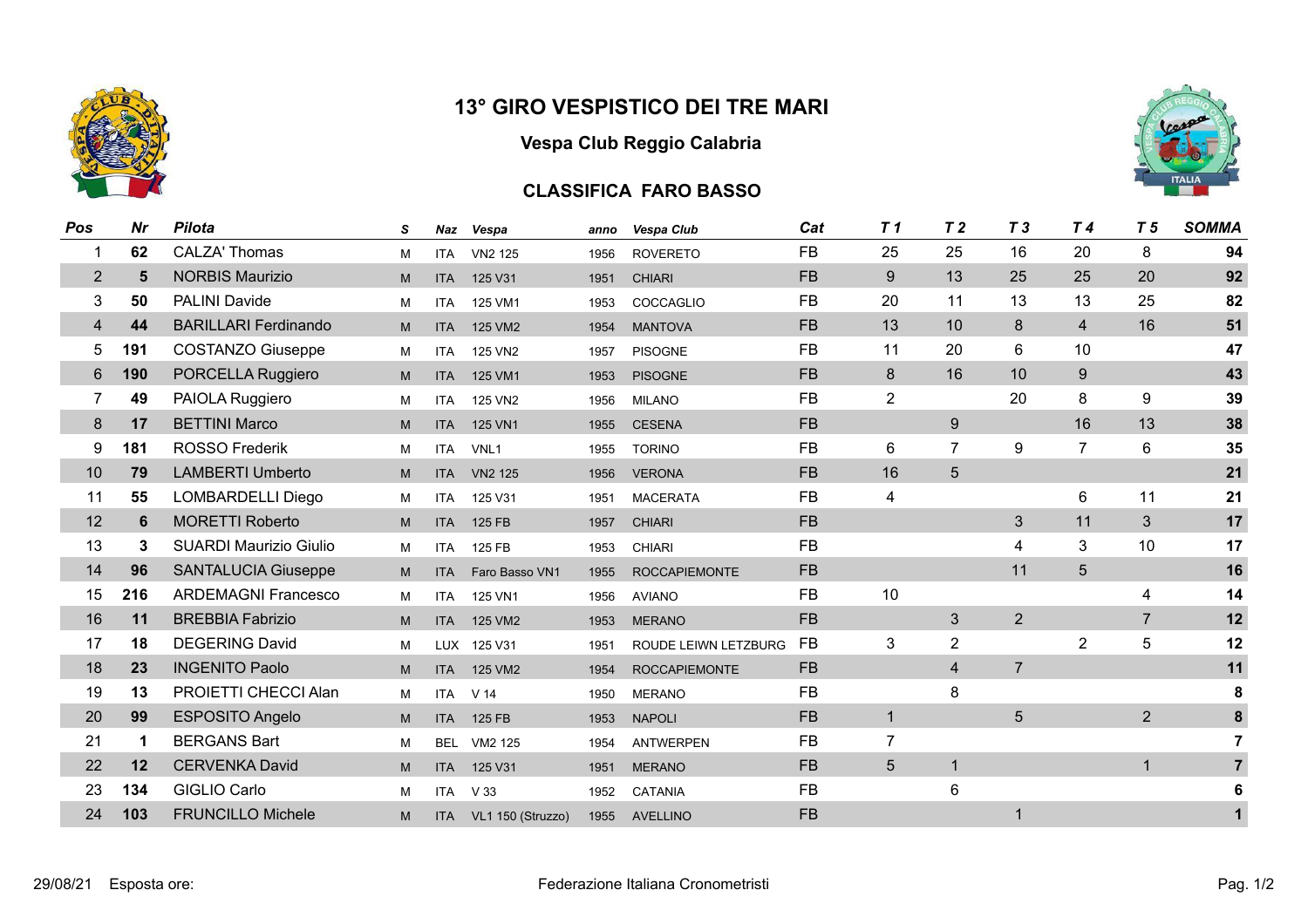# 13° GIRO VESPISTICO DEI TRE MARI

## Vespa Club Reggio Calabria

### CLASSIFICA FARO BASSO

| Pos | Nr | Pilota | S | Naz | Vespa | anno | Vespa Club | Cat | T 1 | T 2 | T 3 | T 4 | T 5 | SOMMA |
|---|---|---|---|---|---|---|---|---|---|---|---|---|---|---|
| 1 | **62** | CALZA' Thomas | M | ITA | VN2 125 | 1956 | ROVERETO | FB | 25 | 25 | 16 | 20 | 8 | **94** |
| 2 | **5** | NORBIS Maurizio | M | ITA | 125 V31 | 1951 | CHIARI | FB | 9 | 13 | 25 | 25 | 20 | **92** |
| 3 | **50** | PALINI Davide | M | ITA | 125 VM1 | 1953 | COCCAGLIO | FB | 20 | 11 | 13 | 13 | 25 | **82** |
| 4 | **44** | BARILLARI Ferdinando | M | ITA | 125 VM2 | 1954 | MANTOVA | FB | 13 | 10 | 8 | 4 | 16 | **51** |
| 5 | **191** | COSTANZO Giuseppe | M | ITA | 125 VN2 | 1957 | PISOGNE | FB | 11 | 20 | 6 | 10 | | **47** |
| 6 | **190** | PORCELLA Ruggiero | M | ITA | 125 VM1 | 1953 | PISOGNE | FB | 8 | 16 | 10 | 9 | | **43** |
| 7 | **49** | PAIOLA Ruggiero | M | ITA | 125 VN2 | 1956 | MILANO | FB | 2 | | 20 | 8 | 9 | **39** |
| 8 | **17** | BETTINI Marco | M | ITA | 125 VN1 | 1955 | CESENA | FB | | 9 | | 16 | 13 | **38** |
| 9 | **181** | ROSSO Frederik | M | ITA | VNL1 | 1955 | TORINO | FB | 6 | 7 | 9 | 7 | 6 | **35** |
| 10 | **79** | LAMBERTI Umberto | M | ITA | VN2 125 | 1956 | VERONA | FB | 16 | 5 | | | | **21** |
| 11 | **55** | LOMBARDELLI Diego | M | ITA | 125 V31 | 1951 | MACERATA | FB | 4 | | | 6 | 11 | **21** |
| 12 | **6** | MORETTI Roberto | M | ITA | 125 FB | 1957 | CHIARI | FB | | | 3 | 11 | 3 | **17** |
| 13 | **3** | SUARDI Maurizio Giulio | M | ITA | 125 FB | 1953 | CHIARI | FB | | | 4 | 3 | 10 | **17** |
| 14 | **96** | SANTALUCIA Giuseppe | M | ITA | Faro Basso VN1 | 1955 | ROCCAPIEMONTE | FB | | | 11 | 5 | | **16** |
| 15 | **216** | ARDEMAGNI Francesco | M | ITA | 125 VN1 | 1956 | AVIANO | FB | 10 | | | | 4 | **14** |
| 16 | **11** | BREBBIA Fabrizio | M | ITA | 125 VM2 | 1953 | MERANO | FB | | 3 | 2 | | 7 | **12** |
| 17 | **18** | DEGERING David | M | LUX | 125 V31 | 1951 | ROUDE LEIWN LETZBURG | FB | 3 | 2 | | 2 | 5 | **12** |
| 18 | **23** | INGENITO Paolo | M | ITA | 125 VM2 | 1954 | ROCCAPIEMONTE | FB | | 4 | 7 | | | **11** |
| 19 | **13** | PROIETTI CHECCI Alan | M | ITA | V 14 | 1950 | MERANO | FB | | 8 | | | | **8** |
| 20 | **99** | ESPOSITO Angelo | M | ITA | 125 FB | 1953 | NAPOLI | FB | 1 | | 5 | | 2 | **8** |
| 21 | **1** | BERGANS Bart | M | BEL | VM2 125 | 1954 | ANTWERPEN | FB | 7 | | | | | **7** |
| 22 | **12** | CERVENKA David | M | ITA | 125 V31 | 1951 | MERANO | FB | 5 | 1 | | | 1 | **7** |
| 23 | **134** | GIGLIO Carlo | M | ITA | V 33 | 1952 | CATANIA | FB | | 6 | | | | **6** |
| 24 | **103** | FRUNCILLO Michele | M | ITA | VL1 150 (Struzzo) | 1955 | AVELLINO | FB | | | 1 | | | **1** |

29/08/21 Esposta ore:

Federazione Italiana Cronometristi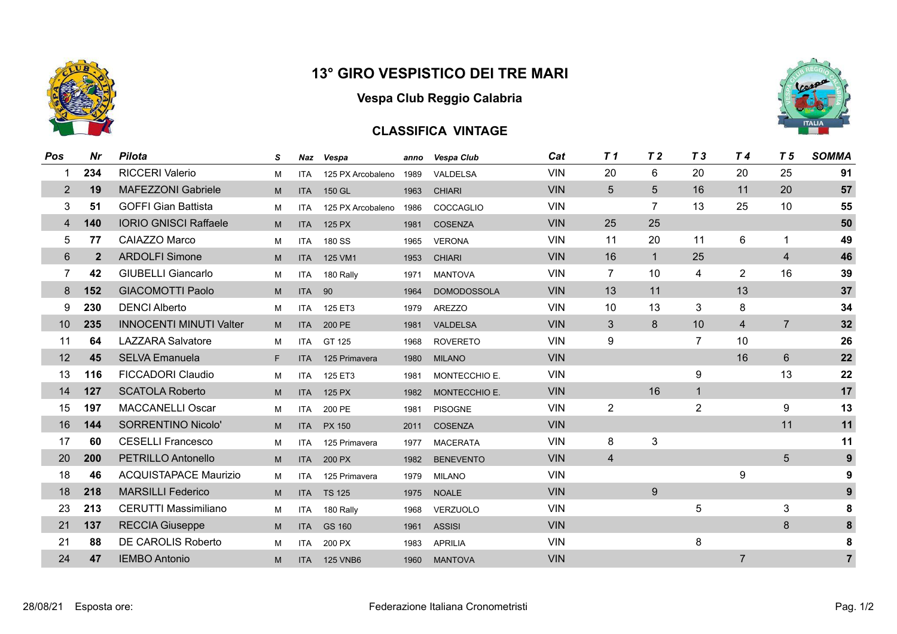# 13° GIRO VESPISTICO DEI TRE MARI

## Vespa Club Reggio Calabria

### CLASSIFICA VINTAGE

| Pos | Nr | Pilota | S | Naz | Vespa | anno | Vespa Club | Cat | T 1 | T 2 | T 3 | T 4 | T 5 | SOMMA |
|---|---|---|---|---|---|---|---|---|---|---|---|---|---|---|
| 1 | **234** | RICCERI Valerio | M | ITA | 125 PX Arcobaleno | 1989 | VALDELSA | VIN | 20 | 6 | 20 | 20 | 25 | **91** |
| 2 | **19** | MAFEZZONI Gabriele | M | ITA | 150 GL | 1963 | CHIARI | VIN | 5 | 5 | 16 | 11 | 20 | **57** |
| 3 | **51** | GOFFI Gian Battista | M | ITA | 125 PX Arcobaleno | 1986 | COCCAGLIO | VIN | | 7 | 13 | 25 | 10 | **55** |
| 4 | **140** | IORIO GNISCI Raffaele | M | ITA | 125 PX | 1981 | COSENZA | VIN | 25 | 25 | | | | **50** |
| 5 | **77** | CAIAZZO Marco | M | ITA | 180 SS | 1965 | VERONA | VIN | 11 | 20 | 11 | 6 | 1 | **49** |
| 6 | **2** | ARDOLFI Simone | M | ITA | 125 VM1 | 1953 | CHIARI | VIN | 16 | 1 | 25 | | 4 | **46** |
| 7 | **42** | GIUBELLI Giancarlo | M | ITA | 180 Rally | 1971 | MANTOVA | VIN | 7 | 10 | 4 | 2 | 16 | **39** |
| 8 | **152** | GIACOMOTTI Paolo | M | ITA | 90 | 1964 | DOMODOSSOLA | VIN | 13 | 11 | | 13 | | **37** |
| 9 | **230** | DENCI Alberto | M | ITA | 125 ET3 | 1979 | AREZZO | VIN | 10 | 13 | 3 | 8 | | **34** |
| 10 | **235** | INNOCENTI MINUTI Valter | M | ITA | 200 PE | 1981 | VALDELSA | VIN | 3 | 8 | 10 | 4 | 7 | **32** |
| 11 | **64** | LAZZARA Salvatore | M | ITA | GT 125 | 1968 | ROVERETO | VIN | 9 | | 7 | 10 | | **26** |
| 12 | **45** | SELVA Emanuela | F | ITA | 125 Primavera | 1980 | MILANO | VIN | | | | 16 | 6 | **22** |
| 13 | **116** | FICCADORI Claudio | M | ITA | 125 ET3 | 1981 | MONTECCHIO E. | VIN | | | 9 | | 13 | **22** |
| 14 | **127** | SCATOLA Roberto | M | ITA | 125 PX | 1982 | MONTECCHIO E. | VIN | | 16 | 1 | | | **17** |
| 15 | **197** | MACCANELLI Oscar | M | ITA | 200 PE | 1981 | PISOGNE | VIN | 2 | | 2 | | 9 | **13** |
| 16 | **144** | SORRENTINO Nicolo' | M | ITA | PX 150 | 2011 | COSENZA | VIN | | | | | 11 | **11** |
| 17 | **60** | CESELLI Francesco | M | ITA | 125 Primavera | 1977 | MACERATA | VIN | 8 | 3 | | | | **11** |
| 20 | **200** | PETRILLO Antonello | M | ITA | 200 PX | 1982 | BENEVENTO | VIN | 4 | | | | 5 | **9** |
| 18 | **46** | ACQUISTAPACE Maurizio | M | ITA | 125 Primavera | 1979 | MILANO | VIN | | | | 9 | | **9** |
| 18 | **218** | MARSILLI Federico | M | ITA | TS 125 | 1975 | NOALE | VIN | | 9 | | | | **9** |
| 23 | **213** | CERUTTI Massimiliano | M | ITA | 180 Rally | 1968 | VERZUOLO | VIN | | | 5 | | 3 | **8** |
| 21 | **137** | RECCIA Giuseppe | M | ITA | GS 160 | 1961 | ASSISI | VIN | | | | | 8 | **8** |
| 21 | **88** | DE CAROLIS Roberto | M | ITA | 200 PX | 1983 | APRILIA | VIN | | | 8 | | | **8** |
| 24 | **47** | IEMBO Antonio | M | ITA | 125 VNB6 | 1960 | MANTOVA | VIN | | | | 7 | | **7** |

28/08/21 Esposta ore: Federazione Italiana Cronometristi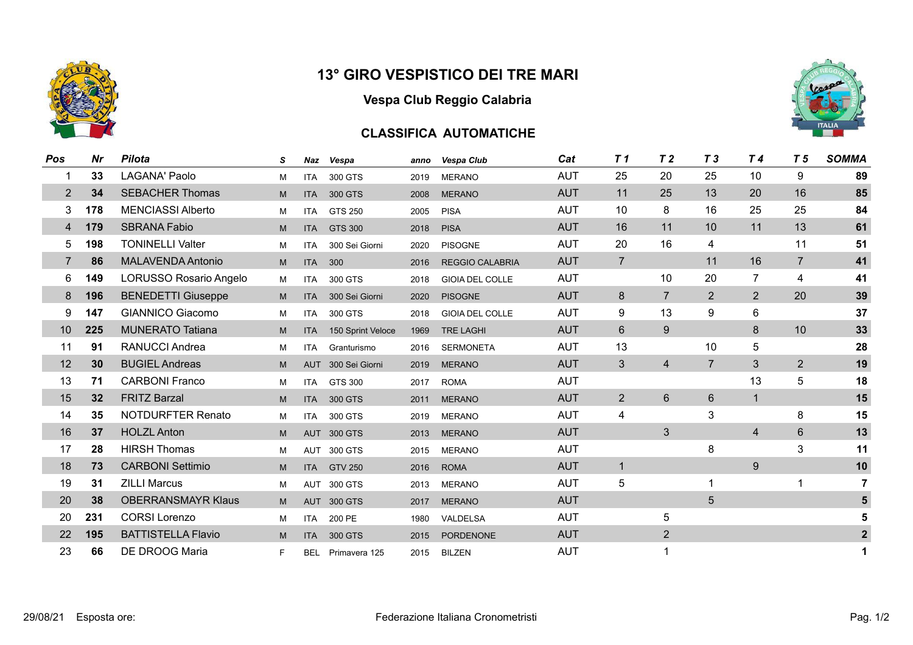# 13° GIRO VESPISTICO DEI TRE MARI

## Vespa Club Reggio Calabria

### CLASSIFICA AUTOMATICHE

| Pos | Nr | Pilota | S | Naz | Vespa | anno | Vespa Club | Cat | T 1 | T 2 | T 3 | T 4 | T 5 | SOMMA |
|---|---|---|---|---|---|---|---|---|---|---|---|---|---|---|
| 1 | **33** | LAGANA' Paolo | M | ITA | 300 GTS | 2019 | MERANO | AUT | 25 | 20 | 25 | 10 | 9 | **89** |
| 2 | **34** | SEBACHER Thomas | M | ITA | 300 GTS | 2008 | MERANO | AUT | 11 | 25 | 13 | 20 | 16 | **85** |
| 3 | **178** | MENCIASSI Alberto | M | ITA | GTS 250 | 2005 | PISA | AUT | 10 | 8 | 16 | 25 | 25 | **84** |
| 4 | **179** | SBRANA Fabio | M | ITA | GTS 300 | 2018 | PISA | AUT | 16 | 11 | 10 | 11 | 13 | **61** |
| 5 | **198** | TONINELLI Valter | M | ITA | 300 Sei Giorni | 2020 | PISOGNE | AUT | 20 | 16 | 4 | | 11 | **51** |
| 7 | **86** | MALAVENDA Antonio | M | ITA | 300 | 2016 | REGGIO CALABRIA | AUT | 7 | | 11 | 16 | 7 | **41** |
| 6 | **149** | LORUSSO Rosario Angelo | M | ITA | 300 GTS | 2018 | GIOIA DEL COLLE | AUT | | 10 | 20 | 7 | 4 | **41** |
| 8 | **196** | BENEDETTI Giuseppe | M | ITA | 300 Sei Giorni | 2020 | PISOGNE | AUT | 8 | 7 | 2 | 2 | 20 | **39** |
| 9 | **147** | GIANNICO Giacomo | M | ITA | 300 GTS | 2018 | GIOIA DEL COLLE | AUT | 9 | 13 | 9 | 6 | | **37** |
| 10 | **225** | MUNERATO Tatiana | M | ITA | 150 Sprint Veloce | 1969 | TRE LAGHI | AUT | 6 | 9 | | 8 | 10 | **33** |
| 11 | **91** | RANUCCI Andrea | M | ITA | Granturismo | 2016 | SERMONETA | AUT | 13 | | 10 | 5 | | **28** |
| 12 | **30** | BUGIEL Andreas | M | AUT | 300 Sei Giorni | 2019 | MERANO | AUT | 3 | 4 | 7 | 3 | 2 | **19** |
| 13 | **71** | CARBONI Franco | M | ITA | GTS 300 | 2017 | ROMA | AUT | | | | 13 | 5 | **18** |
| 15 | **32** | FRITZ Barzal | M | ITA | 300 GTS | 2011 | MERANO | AUT | 2 | 6 | 6 | 1 | | **15** |
| 14 | **35** | NOTDURFTER Renato | M | ITA | 300 GTS | 2019 | MERANO | AUT | 4 | | 3 | | 8 | **15** |
| 16 | **37** | HOLZL Anton | M | AUT | 300 GTS | 2013 | MERANO | AUT | | 3 | | 4 | 6 | **13** |
| 17 | **28** | HIRSH Thomas | M | AUT | 300 GTS | 2015 | MERANO | AUT | | | 8 | | 3 | **11** |
| 18 | **73** | CARBONI Settimio | M | ITA | GTV 250 | 2016 | ROMA | AUT | 1 | | | 9 | | **10** |
| 19 | **31** | ZILLI Marcus | M | AUT | 300 GTS | 2013 | MERANO | AUT | 5 | | 1 | | 1 | **7** |
| 20 | **38** | OBERRANSMAYR Klaus | M | AUT | 300 GTS | 2017 | MERANO | AUT | | | 5 | | | **5** |
| 20 | **231** | CORSI Lorenzo | M | ITA | 200 PE | 1980 | VALDELSA | AUT | | 5 | | | | **5** |
| 22 | **195** | BATTISTELLA Flavio | M | ITA | 300 GTS | 2015 | PORDENONE | AUT | | 2 | | | | **2** |
| 23 | **66** | DE DROOG Maria | F | BEL | Primavera 125 | 2015 | BILZEN | AUT | | 1 | | | | **1** |

29/08/21 Esposta ore:

Federazione Italiana Cronometristi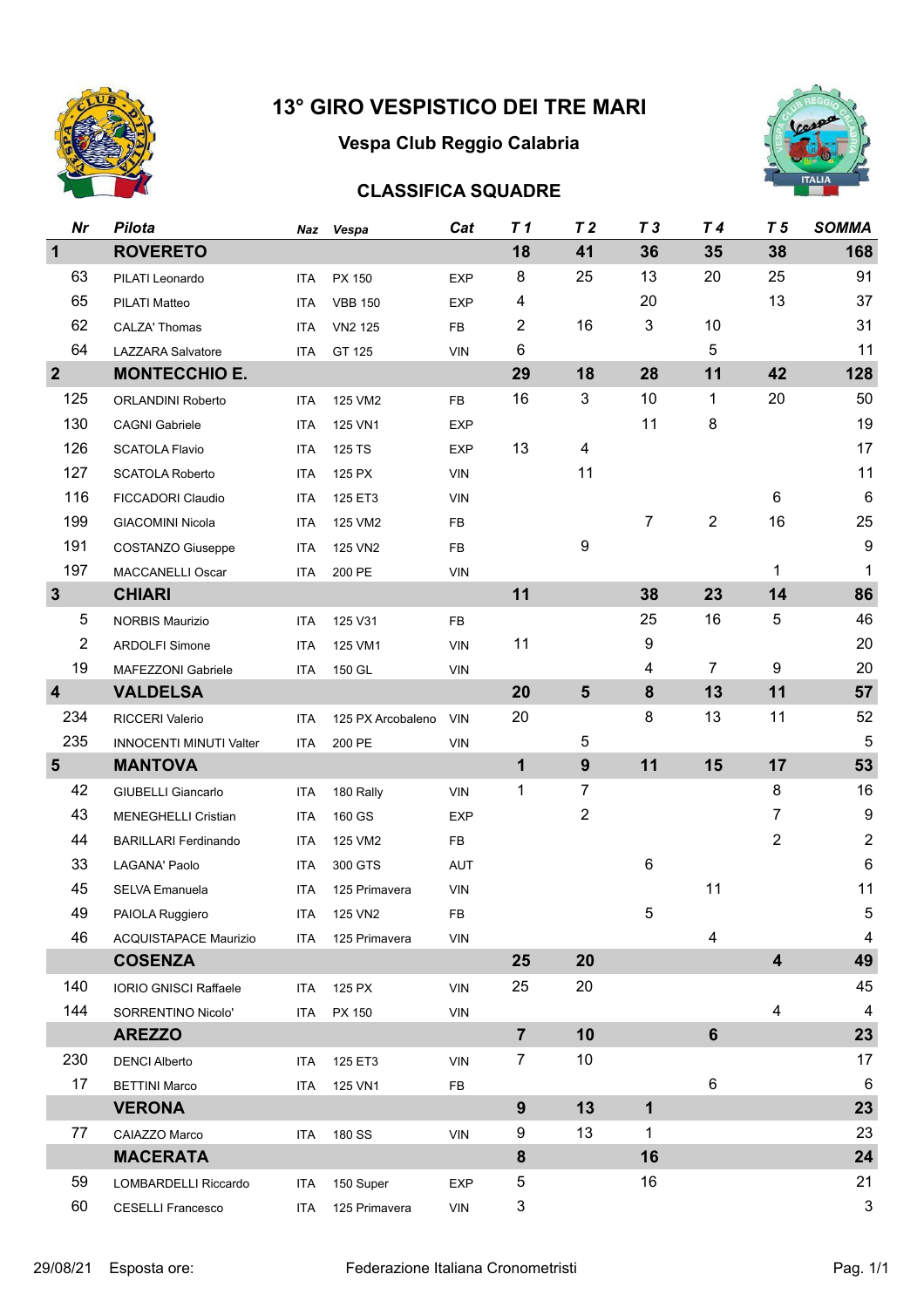# 13° GIRO VESPISTICO DEI TRE MARI

## Vespa Club Reggio Calabria

### CLASSIFICA SQUADRE

| Nr | Pilota | Naz | Vespa | Cat | T 1 | T 2 | T 3 | T 4 | T 5 | SOMMA |
|---|---|---|---|---|---|---|---|---|---|---|
| **1** | **ROVERETO** | | | | **18** | **41** | **36** | **35** | **38** | **168** |
| 63 | PILATI Leonardo | ITA | PX 150 | EXP | 8 | 25 | 13 | 20 | 25 | 91 |
| 65 | PILATI Matteo | ITA | VBB 150 | EXP | 4 | | 20 | | 13 | 37 |
| 62 | CALZA' Thomas | ITA | VN2 125 | FB | 2 | 16 | 3 | 10 | | 31 |
| 64 | LAZZARA Salvatore | ITA | GT 125 | VIN | 6 | | | 5 | | 11 |
| **2** | **MONTECCHIO E.** | | | | **29** | **18** | **28** | **11** | **42** | **128** |
| 125 | ORLANDINI Roberto | ITA | 125 VM2 | FB | 16 | 3 | 10 | 1 | 20 | 50 |
| 130 | CAGNI Gabriele | ITA | 125 VN1 | EXP | | | 11 | 8 | | 19 |
| 126 | SCATOLA Flavio | ITA | 125 TS | EXP | 13 | 4 | | | | 17 |
| 127 | SCATOLA Roberto | ITA | 125 PX | VIN | | 11 | | | | 11 |
| 116 | FICCADORI Claudio | ITA | 125 ET3 | VIN | | | | | 6 | 6 |
| 199 | GIACOMINI Nicola | ITA | 125 VM2 | FB | | | 7 | 2 | 16 | 25 |
| 191 | COSTANZO Giuseppe | ITA | 125 VN2 | FB | | 9 | | | | 9 |
| 197 | MACCANELLI Oscar | ITA | 200 PE | VIN | | | | | 1 | 1 |
| **3** | **CHIARI** | | | | **11** | | **38** | **23** | **14** | **86** |
| 5 | NORBIS Maurizio | ITA | 125 V31 | FB | | | 25 | 16 | 5 | 46 |
| 2 | ARDOLFI Simone | ITA | 125 VM1 | VIN | 11 | | 9 | | | 20 |
| 19 | MAFEZZONI Gabriele | ITA | 150 GL | VIN | | | 4 | 7 | 9 | 20 |
| **4** | **VALDELSA** | | | | **20** | **5** | **8** | **13** | **11** | **57** |
| 234 | RICCERI Valerio | ITA | 125 PX Arcobaleno | VIN | 20 | | 8 | 13 | 11 | 52 |
| 235 | INNOCENTI MINUTI Valter | ITA | 200 PE | VIN | | 5 | | | | 5 |
| **5** | **MANTOVA** | | | | **1** | **9** | **11** | **15** | **17** | **53** |
| 42 | GIUBELLI Giancarlo | ITA | 180 Rally | VIN | 1 | 7 | | | 8 | 16 |
| 43 | MENEGHELLI Cristian | ITA | 160 GS | EXP | | 2 | | | 7 | 9 |
| 44 | BARILLARI Ferdinando | ITA | 125 VM2 | FB | | | | | 2 | 2 |
| 33 | LAGANA' Paolo | ITA | 300 GTS | AUT | | | 6 | | | 6 |
| 45 | SELVA Emanuela | ITA | 125 Primavera | VIN | | | | 11 | | 11 |
| 49 | PAIOLA Ruggiero | ITA | 125 VN2 | FB | | | 5 | | | 5 |
| 46 | ACQUISTAPACE Maurizio | ITA | 125 Primavera | VIN | | | | 4 | | 4 |
| | **COSENZA** | | | | **25** | **20** | | | **4** | **49** |
| 140 | IORIO GNISCI Raffaele | ITA | 125 PX | VIN | 25 | 20 | | | | 45 |
| 144 | SORRENTINO Nicolo' | ITA | PX 150 | VIN | | | | | 4 | 4 |
| | **AREZZO** | | | | **7** | **10** | | **6** | | **23** |
| 230 | DENCI Alberto | ITA | 125 ET3 | VIN | 7 | 10 | | | | 17 |
| 17 | BETTINI Marco | ITA | 125 VN1 | FB | | | | 6 | | 6 |
| | **VERONA** | | | | **9** | **13** | **1** | | | **23** |
| 77 | CAIAZZO Marco | ITA | 180 SS | VIN | 9 | 13 | 1 | | | 23 |
| | **MACERATA** | | | | **8** | | **16** | | | **24** |
| 59 | LOMBARDELLI Riccardo | ITA | 150 Super | EXP | 5 | | 16 | | | 21 |
| 60 | CESELLI Francesco | ITA | 125 Primavera | VIN | 3 | | | | | 3 |

29/08/21 Esposta ore: Federazione Italiana Cronometristi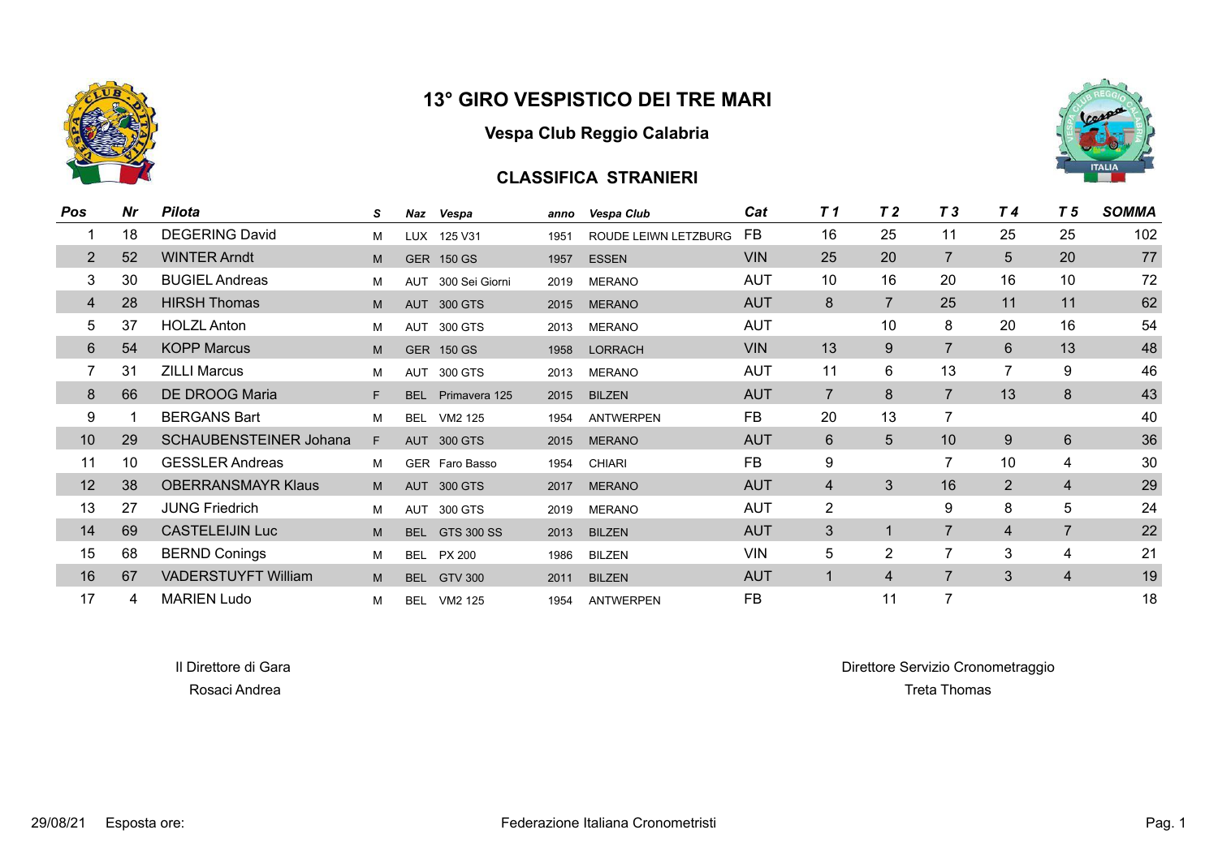# 13° GIRO VESPISTICO DEI TRE MARI

## Vespa Club Reggio Calabria

### CLASSIFICA STRANIERI

| Pos | Nr | Pilota | S | Naz | Vespa | anno | Vespa Club | Cat | T 1 | T 2 | T 3 | T 4 | T 5 | SOMMA |
|---|---|---|---|---|---|---|---|---|---|---|---|---|---|---|
| 1 | 18 | DEGERING David | M | LUX | 125 V31 | 1951 | ROUDE LEIWN LETZBURG | FB | 16 | 25 | 11 | 25 | 25 | 102 |
| 2 | 52 | WINTER Arndt | M | GER | 150 GS | 1957 | ESSEN | VIN | 25 | 20 | 7 | 5 | 20 | 77 |
| 3 | 30 | BUGIEL Andreas | M | AUT | 300 Sei Giorni | 2019 | MERANO | AUT | 10 | 16 | 20 | 16 | 10 | 72 |
| 4 | 28 | HIRSH Thomas | M | AUT | 300 GTS | 2015 | MERANO | AUT | 8 | 7 | 25 | 11 | 11 | 62 |
| 5 | 37 | HOLZL Anton | M | AUT | 300 GTS | 2013 | MERANO | AUT | | 10 | 8 | 20 | 16 | 54 |
| 6 | 54 | KOPP Marcus | M | GER | 150 GS | 1958 | LORRACH | VIN | 13 | 9 | 7 | 6 | 13 | 48 |
| 7 | 31 | ZILLI Marcus | M | AUT | 300 GTS | 2013 | MERANO | AUT | 11 | 6 | 13 | 7 | 9 | 46 |
| 8 | 66 | DE DROOG Maria | F | BEL | Primavera 125 | 2015 | BILZEN | AUT | 7 | 8 | 7 | 13 | 8 | 43 |
| 9 | 1 | BERGANS Bart | M | BEL | VM2 125 | 1954 | ANTWERPEN | FB | 20 | 13 | 7 | | | 40 |
| 10 | 29 | SCHAUBENSTEINER Johana | F | AUT | 300 GTS | 2015 | MERANO | AUT | 6 | 5 | 10 | 9 | 6 | 36 |
| 11 | 10 | GESSLER Andreas | M | GER | Faro Basso | 1954 | CHIARI | FB | 9 | | 7 | 10 | 4 | 30 |
| 12 | 38 | OBERRANSMAYR Klaus | M | AUT | 300 GTS | 2017 | MERANO | AUT | 4 | 3 | 16 | 2 | 4 | 29 |
| 13 | 27 | JUNG Friedrich | M | AUT | 300 GTS | 2019 | MERANO | AUT | 2 | | 9 | 8 | 5 | 24 |
| 14 | 69 | CASTELEIJIN Luc | M | BEL | GTS 300 SS | 2013 | BILZEN | AUT | 3 | 1 | 7 | 4 | 7 | 22 |
| 15 | 68 | BERND Conings | M | BEL | PX 200 | 1986 | BILZEN | VIN | 5 | 2 | 7 | 3 | 4 | 21 |
| 16 | 67 | VADERSTUYFT William | M | BEL | GTV 300 | 2011 | BILZEN | AUT | 1 | 4 | 7 | 3 | 4 | 19 |
| 17 | 4 | MARIEN Ludo | M | BEL | VM2 125 | 1954 | ANTWERPEN | FB | | 11 | 7 | | | 18 |

Il Direttore di Gara
Rosaci Andrea

Direttore Servizio Cronometraggio
Treta Thomas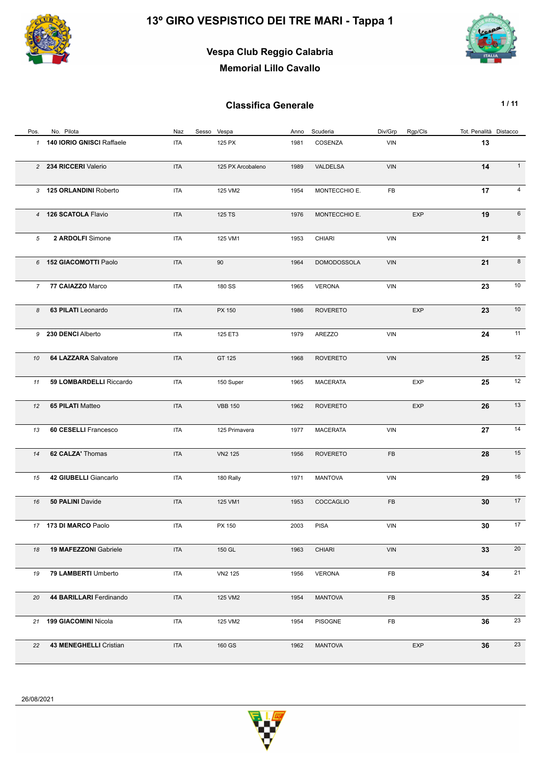# 13º GIRO VESPISTICO DEI TRE MARI - Tappa 1

## Vespa Club Reggio Calabria

## Memorial Lillo Cavallo

### Classifica Generale

| Pos. | No. | Pilota | Naz | Sesso | Vespa | Anno | Scuderia | Div/Grp | Rgp/Cls | Tot. Penalità | Distacco |
|---|---|---|---|---|---|---|---|---|---|---|---|
| 1 | 140 | **IORIO GNISCI** Raffaele | ITA | | 125 PX | 1981 | COSENZA | VIN | | **13** | |
| 2 | 234 | **RICCERI** Valerio | ITA | | 125 PX Arcobaleno | 1989 | VALDELSA | VIN | | **14** | 1 |
| 3 | 125 | **ORLANDINI** Roberto | ITA | | 125 VM2 | 1954 | MONTECCHIO E. | FB | | **17** | 4 |
| 4 | 126 | **SCATOLA** Flavio | ITA | | 125 TS | 1976 | MONTECCHIO E. | | EXP | **19** | 6 |
| 5 | 2 | **ARDOLFI** Simone | ITA | | 125 VM1 | 1953 | CHIARI | VIN | | **21** | 8 |
| 6 | 152 | **GIACOMOTTI** Paolo | ITA | | 90 | 1964 | DOMODOSSOLA | VIN | | **21** | 8 |
| 7 | 77 | **CAIAZZO** Marco | ITA | | 180 SS | 1965 | VERONA | VIN | | **23** | 10 |
| 8 | 63 | **PILATI** Leonardo | ITA | | PX 150 | 1986 | ROVERETO | | EXP | **23** | 10 |
| 9 | 230 | **DENCI** Alberto | ITA | | 125 ET3 | 1979 | AREZZO | VIN | | **24** | 11 |
| 10 | 64 | **LAZZARA** Salvatore | ITA | | GT 125 | 1968 | ROVERETO | VIN | | **25** | 12 |
| 11 | 59 | **LOMBARDELLI** Riccardo | ITA | | 150 Super | 1965 | MACERATA | | EXP | **25** | 12 |
| 12 | 65 | **PILATI** Matteo | ITA | | VBB 150 | 1962 | ROVERETO | | EXP | **26** | 13 |
| 13 | 60 | **CESELLI** Francesco | ITA | | 125 Primavera | 1977 | MACERATA | VIN | | **27** | 14 |
| 14 | 62 | **CALZA'** Thomas | ITA | | VN2 125 | 1956 | ROVERETO | FB | | **28** | 15 |
| 15 | 42 | **GIUBELLI** Giancarlo | ITA | | 180 Rally | 1971 | MANTOVA | VIN | | **29** | 16 |
| 16 | 50 | **PALINI** Davide | ITA | | 125 VM1 | 1953 | COCCAGLIO | FB | | **30** | 17 |
| 17 | 173 | **DI MARCO** Paolo | ITA | | PX 150 | 2003 | PISA | VIN | | **30** | 17 |
| 18 | 19 | **MAFEZZONI** Gabriele | ITA | | 150 GL | 1963 | CHIARI | VIN | | **33** | 20 |
| 19 | 79 | **LAMBERTI** Umberto | ITA | | VN2 125 | 1956 | VERONA | FB | | **34** | 21 |
| 20 | 44 | **BARILLARI** Ferdinando | ITA | | 125 VM2 | 1954 | MANTOVA | FB | | **35** | 22 |
| 21 | 199 | **GIACOMINI** Nicola | ITA | | 125 VM2 | 1954 | PISOGNE | FB | | **36** | 23 |
| 22 | 43 | **MENEGHELLI** Cristian | ITA | | 160 GS | 1962 | MANTOVA | | EXP | **36** | 23 |

26/08/2021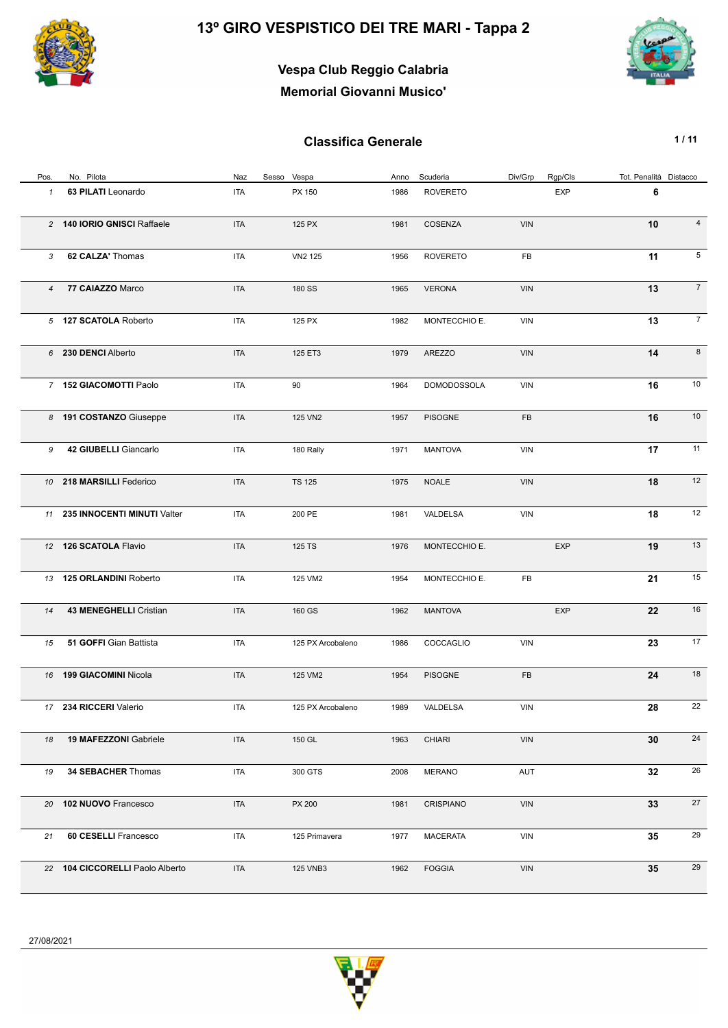# 13º GIRO VESPISTICO DEI TRE MARI - Tappa 2

## Vespa Club Reggio Calabria

## Memorial Giovanni Musico'

### Classifica Generale

| Pos. | No. Pilota | Naz | Sesso | Vespa | Anno | Scuderia | Div/Grp | Rgp/Cls | Tot. Penalità | Distacco |
|---|---|---|---|---|---|---|---|---|---|---|
| 1 | 63 **PILATI** Leonardo | ITA | | PX 150 | 1986 | ROVERETO | | EXP | **6** | |
| 2 | 140 **IORIO GNISCI** Raffaele | ITA | | 125 PX | 1981 | COSENZA | VIN | | **10** | 4 |
| 3 | 62 **CALZA'** Thomas | ITA | | VN2 125 | 1956 | ROVERETO | FB | | **11** | 5 |
| 4 | 77 **CAIAZZO** Marco | ITA | | 180 SS | 1965 | VERONA | VIN | | **13** | 7 |
| 5 | 127 **SCATOLA** Roberto | ITA | | 125 PX | 1982 | MONTECCHIO E. | VIN | | **13** | 7 |
| 6 | 230 **DENCI** Alberto | ITA | | 125 ET3 | 1979 | AREZZO | VIN | | **14** | 8 |
| 7 | 152 **GIACOMOTTI** Paolo | ITA | | 90 | 1964 | DOMODOSSOLA | VIN | | **16** | 10 |
| 8 | 191 **COSTANZO** Giuseppe | ITA | | 125 VN2 | 1957 | PISOGNE | FB | | **16** | 10 |
| 9 | 42 **GIUBELLI** Giancarlo | ITA | | 180 Rally | 1971 | MANTOVA | VIN | | **17** | 11 |
| 10 | 218 **MARSILLI** Federico | ITA | | TS 125 | 1975 | NOALE | VIN | | **18** | 12 |
| 11 | 235 **INNOCENTI MINUTI** Valter | ITA | | 200 PE | 1981 | VALDELSA | VIN | | **18** | 12 |
| 12 | 126 **SCATOLA** Flavio | ITA | | 125 TS | 1976 | MONTECCHIO E. | | EXP | **19** | 13 |
| 13 | 125 **ORLANDINI** Roberto | ITA | | 125 VM2 | 1954 | MONTECCHIO E. | FB | | **21** | 15 |
| 14 | 43 **MENEGHELLI** Cristian | ITA | | 160 GS | 1962 | MANTOVA | | EXP | **22** | 16 |
| 15 | 51 **GOFFI** Gian Battista | ITA | | 125 PX Arcobaleno | 1986 | COCCAGLIO | VIN | | **23** | 17 |
| 16 | 199 **GIACOMINI** Nicola | ITA | | 125 VM2 | 1954 | PISOGNE | FB | | **24** | 18 |
| 17 | 234 **RICCERI** Valerio | ITA | | 125 PX Arcobaleno | 1989 | VALDELSA | VIN | | **28** | 22 |
| 18 | 19 **MAFEZZONI** Gabriele | ITA | | 150 GL | 1963 | CHIARI | VIN | | **30** | 24 |
| 19 | 34 **SEBACHER** Thomas | ITA | | 300 GTS | 2008 | MERANO | AUT | | **32** | 26 |
| 20 | 102 **NUOVO** Francesco | ITA | | PX 200 | 1981 | CRISPIANO | VIN | | **33** | 27 |
| 21 | 60 **CESELLI** Francesco | ITA | | 125 Primavera | 1977 | MACERATA | VIN | | **35** | 29 |
| 22 | 104 **CICCORELLI** Paolo Alberto | ITA | | 125 VNB3 | 1962 | FOGGIA | VIN | | **35** | 29 |

27/08/2021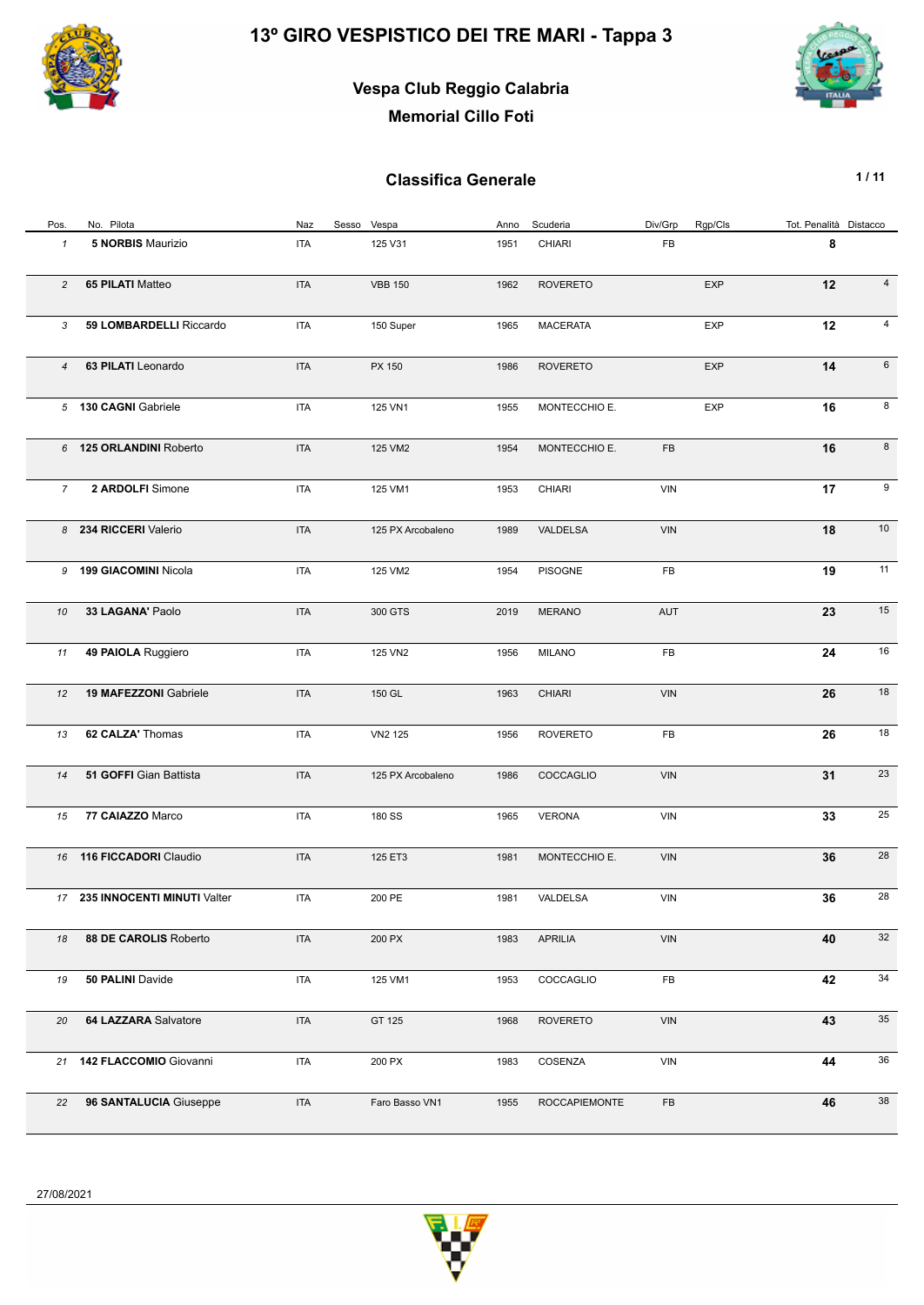# 13º GIRO VESPISTICO DEI TRE MARI - Tappa 3

## Vespa Club Reggio Calabria

## Memorial Cillo Foti

### Classifica Generale

| Pos. | No. Pilota | Naz | Sesso | Vespa | Anno | Scuderia | Div/Grp | Rgp/Cls | Tot. Penalità | Distacco |
|---|---|---|---|---|---|---|---|---|---|---|
| 1 | 5 **NORBIS** Maurizio | ITA | | 125 V31 | 1951 | CHIARI | FB | | **8** | |
| 2 | 65 **PILATI** Matteo | ITA | | VBB 150 | 1962 | ROVERETO | | EXP | **12** | 4 |
| 3 | 59 **LOMBARDELLI** Riccardo | ITA | | 150 Super | 1965 | MACERATA | | EXP | **12** | 4 |
| 4 | 63 **PILATI** Leonardo | ITA | | PX 150 | 1986 | ROVERETO | | EXP | **14** | 6 |
| 5 | 130 **CAGNI** Gabriele | ITA | | 125 VN1 | 1955 | MONTECCHIO E. | | EXP | **16** | 8 |
| 6 | 125 **ORLANDINI** Roberto | ITA | | 125 VM2 | 1954 | MONTECCHIO E. | FB | | **16** | 8 |
| 7 | 2 **ARDOLFI** Simone | ITA | | 125 VM1 | 1953 | CHIARI | VIN | | **17** | 9 |
| 8 | 234 **RICCERI** Valerio | ITA | | 125 PX Arcobaleno | 1989 | VALDELSA | VIN | | **18** | 10 |
| 9 | 199 **GIACOMINI** Nicola | ITA | | 125 VM2 | 1954 | PISOGNE | FB | | **19** | 11 |
| 10 | 33 **LAGANA'** Paolo | ITA | | 300 GTS | 2019 | MERANO | AUT | | **23** | 15 |
| 11 | 49 **PAIOLA** Ruggiero | ITA | | 125 VN2 | 1956 | MILANO | FB | | **24** | 16 |
| 12 | 19 **MAFEZZONI** Gabriele | ITA | | 150 GL | 1963 | CHIARI | VIN | | **26** | 18 |
| 13 | 62 **CALZA'** Thomas | ITA | | VN2 125 | 1956 | ROVERETO | FB | | **26** | 18 |
| 14 | 51 **GOFFI** Gian Battista | ITA | | 125 PX Arcobaleno | 1986 | COCCAGLIO | VIN | | **31** | 23 |
| 15 | 77 **CAIAZZO** Marco | ITA | | 180 SS | 1965 | VERONA | VIN | | **33** | 25 |
| 16 | 116 **FICCADORI** Claudio | ITA | | 125 ET3 | 1981 | MONTECCHIO E. | VIN | | **36** | 28 |
| 17 | 235 **INNOCENTI MINUTI** Valter | ITA | | 200 PE | 1981 | VALDELSA | VIN | | **36** | 28 |
| 18 | 88 **DE CAROLIS** Roberto | ITA | | 200 PX | 1983 | APRILIA | VIN | | **40** | 32 |
| 19 | 50 **PALINI** Davide | ITA | | 125 VM1 | 1953 | COCCAGLIO | FB | | **42** | 34 |
| 20 | 64 **LAZZARA** Salvatore | ITA | | GT 125 | 1968 | ROVERETO | VIN | | **43** | 35 |
| 21 | 142 **FLACCOMIO** Giovanni | ITA | | 200 PX | 1983 | COSENZA | VIN | | **44** | 36 |
| 22 | 96 **SANTALUCIA** Giuseppe | ITA | | Faro Basso VN1 | 1955 | ROCCAPIEMONTE | FB | | **46** | 38 |

27/08/2021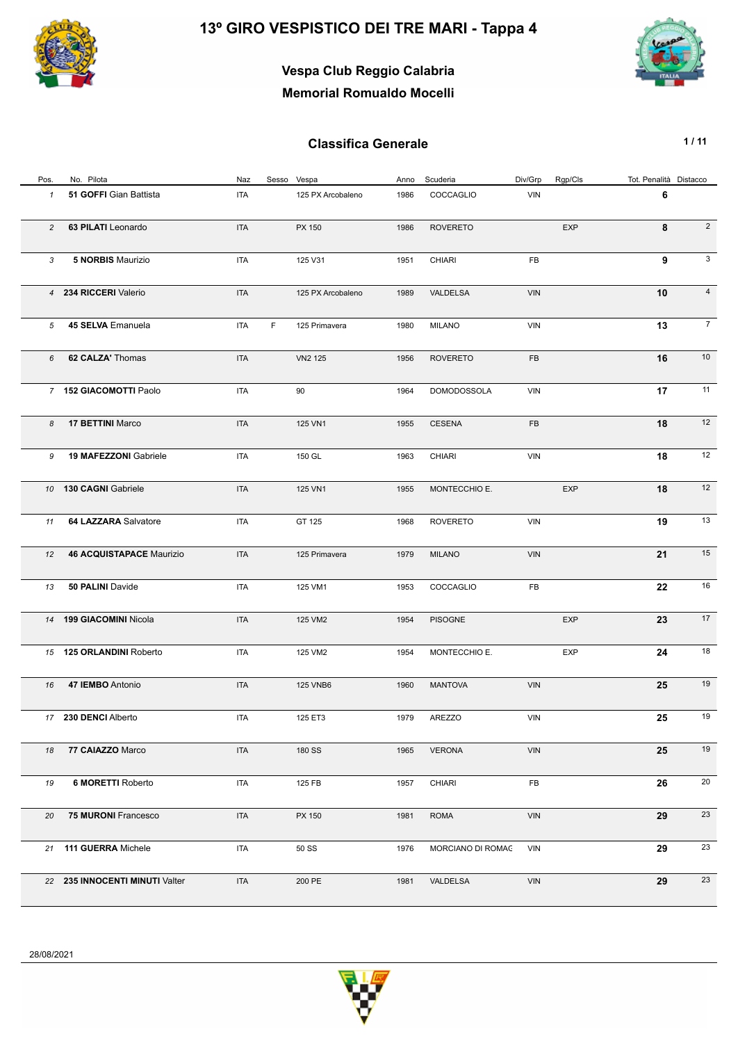# 13º GIRO VESPISTICO DEI TRE MARI - Tappa 4

## Vespa Club Reggio Calabria
## Memorial Romualdo Mocelli

### Classifica Generale

| Pos. | No. | Pilota | Naz | Sesso | Vespa | Anno | Scuderia | Div/Grp | Rgp/Cls | Tot. Penalità | Distacco |
|---|---|---|---|---|---|---|---|---|---|---|---|
| 1 | 51 | **GOFFI** Gian Battista | ITA | | 125 PX Arcobaleno | 1986 | COCCAGLIO | VIN | | 6 | |
| 2 | 63 | **PILATI** Leonardo | ITA | | PX 150 | 1986 | ROVERETO | | EXP | 8 | 2 |
| 3 | 5 | **NORBIS** Maurizio | ITA | | 125 V31 | 1951 | CHIARI | FB | | 9 | 3 |
| 4 | 234 | **RICCERI** Valerio | ITA | | 125 PX Arcobaleno | 1989 | VALDELSA | VIN | | 10 | 4 |
| 5 | 45 | **SELVA** Emanuela | ITA | F | 125 Primavera | 1980 | MILANO | VIN | | 13 | 7 |
| 6 | 62 | **CALZA'** Thomas | ITA | | VN2 125 | 1956 | ROVERETO | FB | | 16 | 10 |
| 7 | 152 | **GIACOMOTTI** Paolo | ITA | | 90 | 1964 | DOMODOSSOLA | VIN | | 17 | 11 |
| 8 | 17 | **BETTINI** Marco | ITA | | 125 VN1 | 1955 | CESENA | FB | | 18 | 12 |
| 9 | 19 | **MAFEZZONI** Gabriele | ITA | | 150 GL | 1963 | CHIARI | VIN | | 18 | 12 |
| 10 | 130 | **CAGNI** Gabriele | ITA | | 125 VN1 | 1955 | MONTECCHIO E. | | EXP | 18 | 12 |
| 11 | 64 | **LAZZARA** Salvatore | ITA | | GT 125 | 1968 | ROVERETO | VIN | | 19 | 13 |
| 12 | 46 | **ACQUISTAPACE** Maurizio | ITA | | 125 Primavera | 1979 | MILANO | VIN | | 21 | 15 |
| 13 | 50 | **PALINI** Davide | ITA | | 125 VM1 | 1953 | COCCAGLIO | FB | | 22 | 16 |
| 14 | 199 | **GIACOMINI** Nicola | ITA | | 125 VM2 | 1954 | PISOGNE | | EXP | 23 | 17 |
| 15 | 125 | **ORLANDINI** Roberto | ITA | | 125 VM2 | 1954 | MONTECCHIO E. | | EXP | 24 | 18 |
| 16 | 47 | **IEMBO** Antonio | ITA | | 125 VNB6 | 1960 | MANTOVA | VIN | | 25 | 19 |
| 17 | 230 | **DENCI** Alberto | ITA | | 125 ET3 | 1979 | AREZZO | VIN | | 25 | 19 |
| 18 | 77 | **CAIAZZO** Marco | ITA | | 180 SS | 1965 | VERONA | VIN | | 25 | 19 |
| 19 | 6 | **MORETTI** Roberto | ITA | | 125 FB | 1957 | CHIARI | FB | | 26 | 20 |
| 20 | 75 | **MURONI** Francesco | ITA | | PX 150 | 1981 | ROMA | VIN | | 29 | 23 |
| 21 | 111 | **GUERRA** Michele | ITA | | 50 SS | 1976 | MORCIANO DI ROMAG | VIN | | 29 | 23 |
| 22 | 235 | **INNOCENTI MINUTI** Valter | ITA | | 200 PE | 1981 | VALDELSA | VIN | | 29 | 23 |

28/08/2021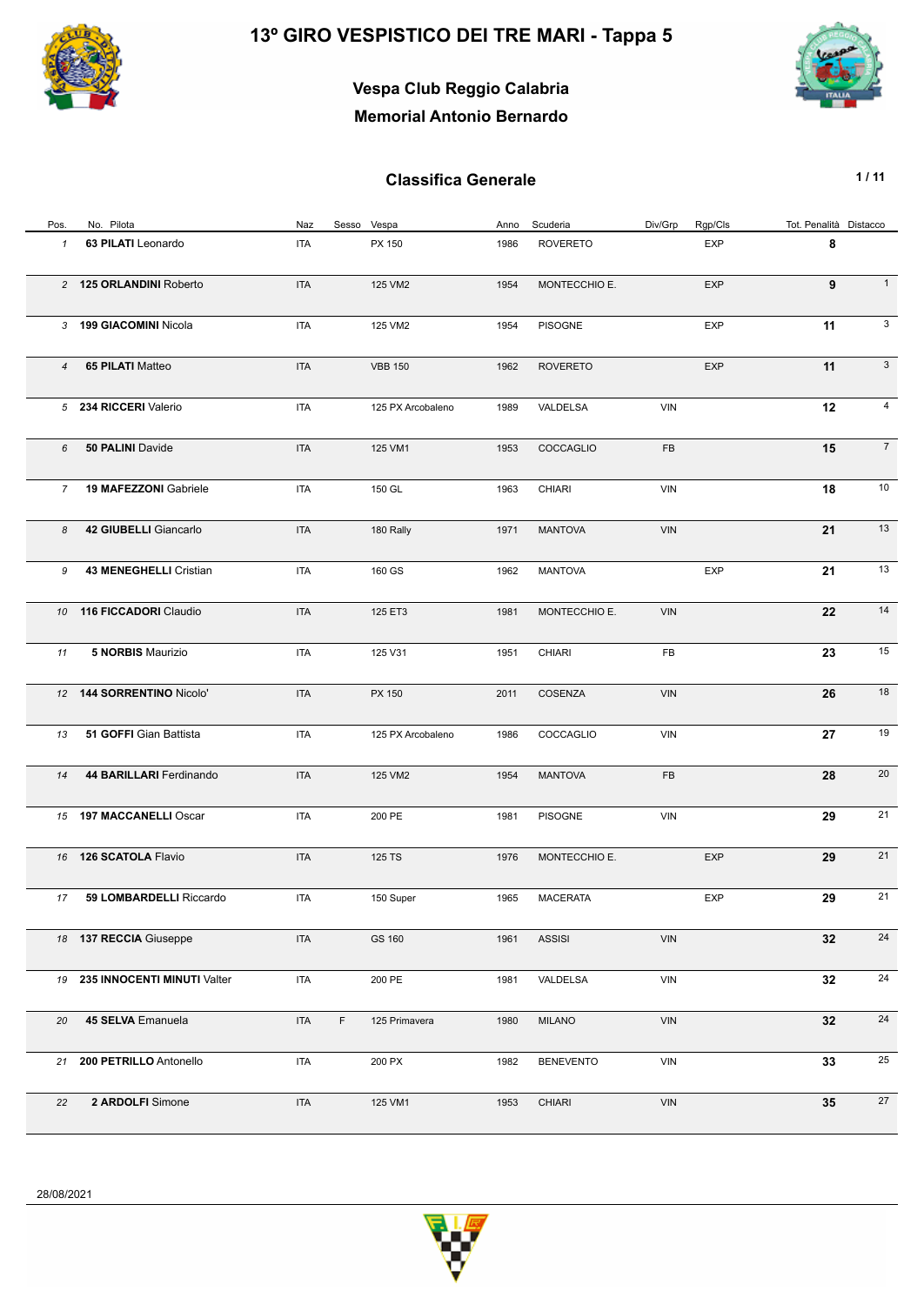# 13º GIRO VESPISTICO DEI TRE MARI - Tappa 5

## Vespa Club Reggio Calabria

## Memorial Antonio Bernardo

### Classifica Generale

| Pos. | No. Pilota | Naz | Sesso | Vespa | Anno | Scuderia | Div/Grp | Rgp/Cls | Tot. Penalità | Distacco |
|---|---|---|---|---|---|---|---|---|---|---|
| 1 | 63 **PILATI** Leonardo | ITA | | PX 150 | 1986 | ROVERETO | | EXP | **8** | |
| 2 | 125 **ORLANDINI** Roberto | ITA | | 125 VM2 | 1954 | MONTECCHIO E. | | EXP | **9** | 1 |
| 3 | 199 **GIACOMINI** Nicola | ITA | | 125 VM2 | 1954 | PISOGNE | | EXP | **11** | 3 |
| 4 | 65 **PILATI** Matteo | ITA | | VBB 150 | 1962 | ROVERETO | | EXP | **11** | 3 |
| 5 | 234 **RICCERI** Valerio | ITA | | 125 PX Arcobaleno | 1989 | VALDELSA | VIN | | **12** | 4 |
| 6 | 50 **PALINI** Davide | ITA | | 125 VM1 | 1953 | COCCAGLIO | FB | | **15** | 7 |
| 7 | 19 **MAFEZZONI** Gabriele | ITA | | 150 GL | 1963 | CHIARI | VIN | | **18** | 10 |
| 8 | 42 **GIUBELLI** Giancarlo | ITA | | 180 Rally | 1971 | MANTOVA | VIN | | **21** | 13 |
| 9 | 43 **MENEGHELLI** Cristian | ITA | | 160 GS | 1962 | MANTOVA | | EXP | **21** | 13 |
| 10 | 116 **FICCADORI** Claudio | ITA | | 125 ET3 | 1981 | MONTECCHIO E. | VIN | | **22** | 14 |
| 11 | 5 **NORBIS** Maurizio | ITA | | 125 V31 | 1951 | CHIARI | FB | | **23** | 15 |
| 12 | 144 **SORRENTINO** Nicolo' | ITA | | PX 150 | 2011 | COSENZA | VIN | | **26** | 18 |
| 13 | 51 **GOFFI** Gian Battista | ITA | | 125 PX Arcobaleno | 1986 | COCCAGLIO | VIN | | **27** | 19 |
| 14 | 44 **BARILLARI** Ferdinando | ITA | | 125 VM2 | 1954 | MANTOVA | FB | | **28** | 20 |
| 15 | 197 **MACCANELLI** Oscar | ITA | | 200 PE | 1981 | PISOGNE | VIN | | **29** | 21 |
| 16 | 126 **SCATOLA** Flavio | ITA | | 125 TS | 1976 | MONTECCHIO E. | | EXP | **29** | 21 |
| 17 | 59 **LOMBARDELLI** Riccardo | ITA | | 150 Super | 1965 | MACERATA | | EXP | **29** | 21 |
| 18 | 137 **RECCIA** Giuseppe | ITA | | GS 160 | 1961 | ASSISI | VIN | | **32** | 24 |
| 19 | 235 **INNOCENTI MINUTI** Valter | ITA | | 200 PE | 1981 | VALDELSA | VIN | | **32** | 24 |
| 20 | 45 **SELVA** Emanuela | ITA | F | 125 Primavera | 1980 | MILANO | VIN | | **32** | 24 |
| 21 | 200 **PETRILLO** Antonello | ITA | | 200 PX | 1982 | BENEVENTO | VIN | | **33** | 25 |
| 22 | 2 **ARDOLFI** Simone | ITA | | 125 VM1 | 1953 | CHIARI | VIN | | **35** | 27 |

28/08/2021